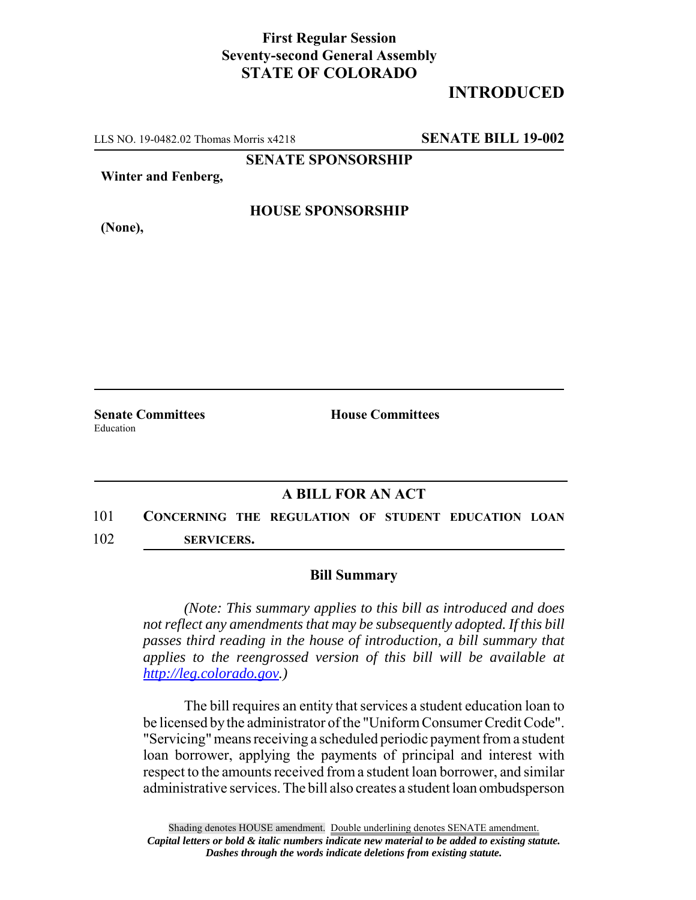**First Regular Session**
**Seventy-second General Assembly**
**STATE OF COLORADO**

# INTRODUCED

LLS NO. 19-0482.02 Thomas Morris x4218 **SENATE BILL 19-002**

**SENATE SPONSORSHIP**

**Winter and Fenberg,**

**HOUSE SPONSORSHIP**

**(None),**

**Senate Committees**
Education

**House Committees**

## A BILL FOR AN ACT

101 **CONCERNING THE REGULATION OF STUDENT EDUCATION LOAN**
102 **SERVICERS.**

### Bill Summary

*(Note: This summary applies to this bill as introduced and does not reflect any amendments that may be subsequently adopted. If this bill passes third reading in the house of introduction, a bill summary that applies to the reengrossed version of this bill will be available at http://leg.colorado.gov.)*

The bill requires an entity that services a student education loan to be licensed by the administrator of the "Uniform Consumer Credit Code". "Servicing" means receiving a scheduled periodic payment from a student loan borrower, applying the payments of principal and interest with respect to the amounts received from a student loan borrower, and similar administrative services. The bill also creates a student loan ombudsperson

Shading denotes HOUSE amendment. Double underlining denotes SENATE amendment.
*Capital letters or bold & italic numbers indicate new material to be added to existing statute.*
*Dashes through the words indicate deletions from existing statute.*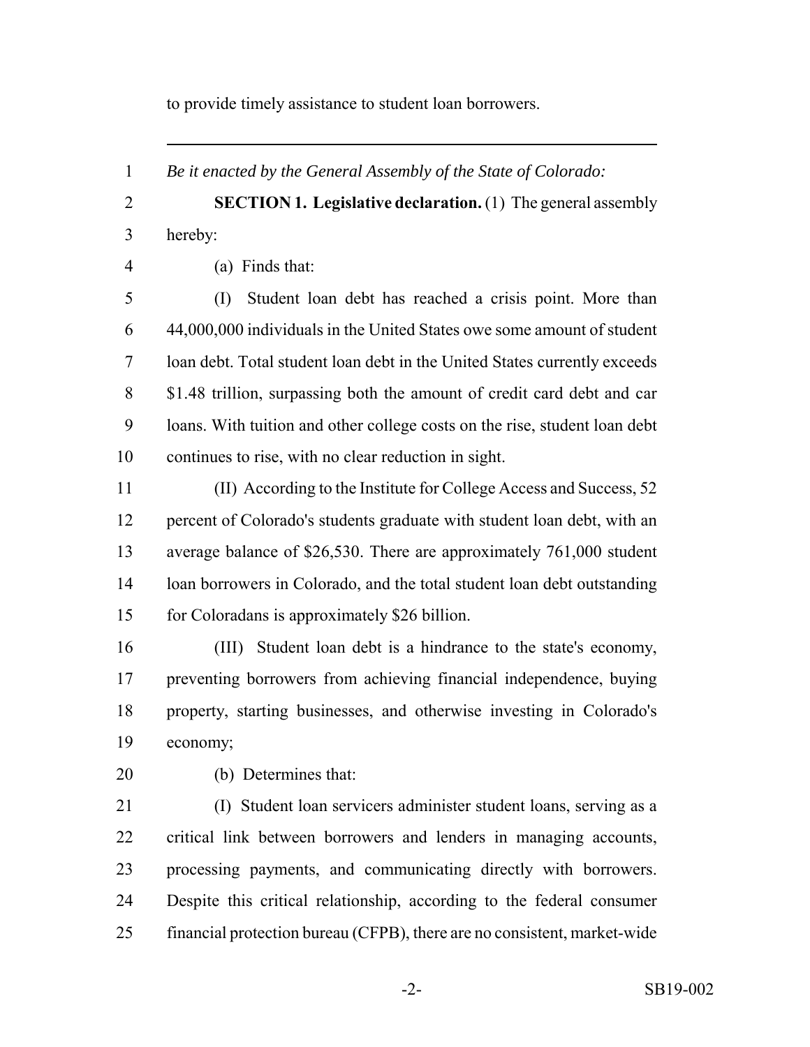to provide timely assistance to student loan borrowers.

---

*Be it enacted by the General Assembly of the State of Colorado:*

**SECTION 1. Legislative declaration.** (1) The general assembly hereby:

(a) Finds that:

(I) Student loan debt has reached a crisis point. More than 44,000,000 individuals in the United States owe some amount of student loan debt. Total student loan debt in the United States currently exceeds $1.48 trillion, surpassing both the amount of credit card debt and car loans. With tuition and other college costs on the rise, student loan debt continues to rise, with no clear reduction in sight.

(II) According to the Institute for College Access and Success, 52 percent of Colorado's students graduate with student loan debt, with an average balance of $26,530. There are approximately 761,000 student loan borrowers in Colorado, and the total student loan debt outstanding for Coloradans is approximately $26 billion.

(III) Student loan debt is a hindrance to the state's economy, preventing borrowers from achieving financial independence, buying property, starting businesses, and otherwise investing in Colorado's economy;

(b) Determines that:

(I) Student loan servicers administer student loans, serving as a critical link between borrowers and lenders in managing accounts, processing payments, and communicating directly with borrowers. Despite this critical relationship, according to the federal consumer financial protection bureau (CFPB), there are no consistent, market-wide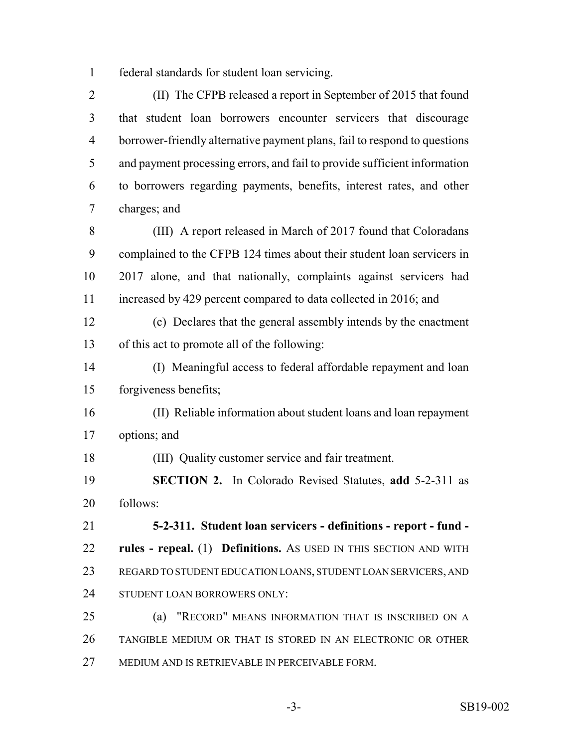federal standards for student loan servicing.

(II) The CFPB released a report in September of 2015 that found that student loan borrowers encounter servicers that discourage borrower-friendly alternative payment plans, fail to respond to questions and payment processing errors, and fail to provide sufficient information to borrowers regarding payments, benefits, interest rates, and other charges; and

(III) A report released in March of 2017 found that Coloradans complained to the CFPB 124 times about their student loan servicers in 2017 alone, and that nationally, complaints against servicers had increased by 429 percent compared to data collected in 2016; and

(c) Declares that the general assembly intends by the enactment of this act to promote all of the following:

(I) Meaningful access to federal affordable repayment and loan forgiveness benefits;

(II) Reliable information about student loans and loan repayment options; and

(III) Quality customer service and fair treatment.

**SECTION 2.** In Colorado Revised Statutes, **add** 5-2-311 as follows:

**5-2-311. Student loan servicers - definitions - report - fund - rules - repeal.** (1) **Definitions.** AS USED IN THIS SECTION AND WITH REGARD TO STUDENT EDUCATION LOANS, STUDENT LOAN SERVICERS, AND STUDENT LOAN BORROWERS ONLY:

(a) "RECORD" MEANS INFORMATION THAT IS INSCRIBED ON A TANGIBLE MEDIUM OR THAT IS STORED IN AN ELECTRONIC OR OTHER MEDIUM AND IS RETRIEVABLE IN PERCEIVABLE FORM.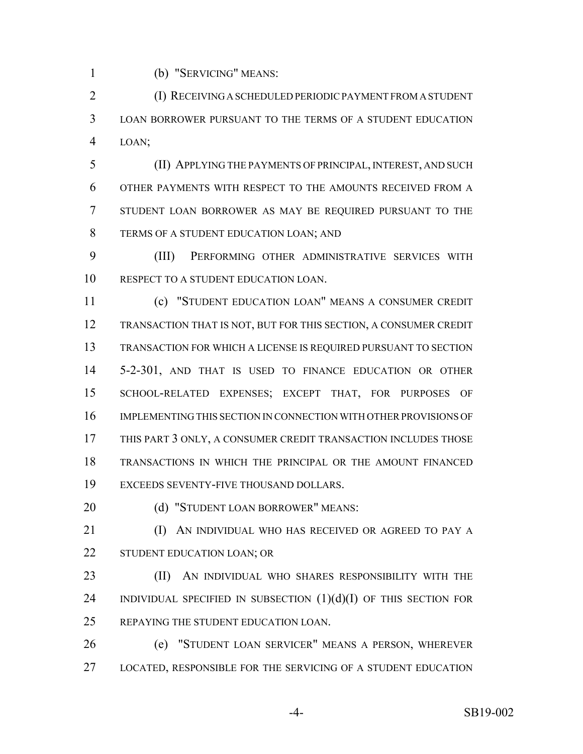(b) "SERVICING" MEANS:

(I) RECEIVING A SCHEDULED PERIODIC PAYMENT FROM A STUDENT LOAN BORROWER PURSUANT TO THE TERMS OF A STUDENT EDUCATION LOAN;

(II) APPLYING THE PAYMENTS OF PRINCIPAL, INTEREST, AND SUCH OTHER PAYMENTS WITH RESPECT TO THE AMOUNTS RECEIVED FROM A STUDENT LOAN BORROWER AS MAY BE REQUIRED PURSUANT TO THE TERMS OF A STUDENT EDUCATION LOAN; AND

(III) PERFORMING OTHER ADMINISTRATIVE SERVICES WITH RESPECT TO A STUDENT EDUCATION LOAN.

(c) "STUDENT EDUCATION LOAN" MEANS A CONSUMER CREDIT TRANSACTION THAT IS NOT, BUT FOR THIS SECTION, A CONSUMER CREDIT TRANSACTION FOR WHICH A LICENSE IS REQUIRED PURSUANT TO SECTION 5-2-301, AND THAT IS USED TO FINANCE EDUCATION OR OTHER SCHOOL-RELATED EXPENSES; EXCEPT THAT, FOR PURPOSES OF IMPLEMENTING THIS SECTION IN CONNECTION WITH OTHER PROVISIONS OF THIS PART 3 ONLY, A CONSUMER CREDIT TRANSACTION INCLUDES THOSE TRANSACTIONS IN WHICH THE PRINCIPAL OR THE AMOUNT FINANCED EXCEEDS SEVENTY-FIVE THOUSAND DOLLARS.

(d) "STUDENT LOAN BORROWER" MEANS:

(I) AN INDIVIDUAL WHO HAS RECEIVED OR AGREED TO PAY A STUDENT EDUCATION LOAN; OR

(II) AN INDIVIDUAL WHO SHARES RESPONSIBILITY WITH THE INDIVIDUAL SPECIFIED IN SUBSECTION (1)(d)(I) OF THIS SECTION FOR REPAYING THE STUDENT EDUCATION LOAN.

(e) "STUDENT LOAN SERVICER" MEANS A PERSON, WHEREVER LOCATED, RESPONSIBLE FOR THE SERVICING OF A STUDENT EDUCATION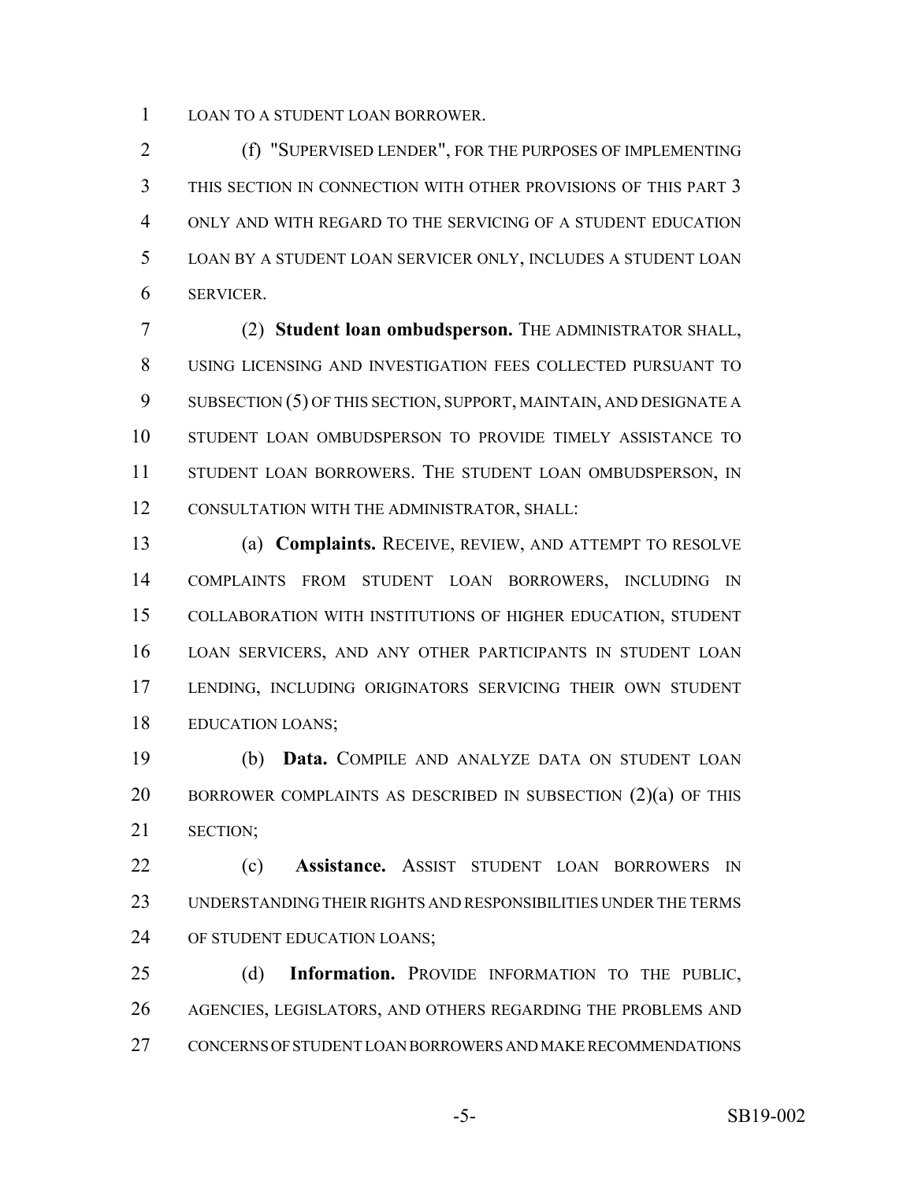LOAN TO A STUDENT LOAN BORROWER.

(f) "SUPERVISED LENDER", FOR THE PURPOSES OF IMPLEMENTING THIS SECTION IN CONNECTION WITH OTHER PROVISIONS OF THIS PART 3 ONLY AND WITH REGARD TO THE SERVICING OF A STUDENT EDUCATION LOAN BY A STUDENT LOAN SERVICER ONLY, INCLUDES A STUDENT LOAN SERVICER.

(2) **Student loan ombudsperson.** THE ADMINISTRATOR SHALL, USING LICENSING AND INVESTIGATION FEES COLLECTED PURSUANT TO SUBSECTION (5) OF THIS SECTION, SUPPORT, MAINTAIN, AND DESIGNATE A STUDENT LOAN OMBUDSPERSON TO PROVIDE TIMELY ASSISTANCE TO STUDENT LOAN BORROWERS. THE STUDENT LOAN OMBUDSPERSON, IN CONSULTATION WITH THE ADMINISTRATOR, SHALL:

(a) **Complaints.** RECEIVE, REVIEW, AND ATTEMPT TO RESOLVE COMPLAINTS FROM STUDENT LOAN BORROWERS, INCLUDING IN COLLABORATION WITH INSTITUTIONS OF HIGHER EDUCATION, STUDENT LOAN SERVICERS, AND ANY OTHER PARTICIPANTS IN STUDENT LOAN LENDING, INCLUDING ORIGINATORS SERVICING THEIR OWN STUDENT EDUCATION LOANS;

(b) **Data.** COMPILE AND ANALYZE DATA ON STUDENT LOAN BORROWER COMPLAINTS AS DESCRIBED IN SUBSECTION (2)(a) OF THIS SECTION;

(c) **Assistance.** ASSIST STUDENT LOAN BORROWERS IN UNDERSTANDING THEIR RIGHTS AND RESPONSIBILITIES UNDER THE TERMS OF STUDENT EDUCATION LOANS;

(d) **Information.** PROVIDE INFORMATION TO THE PUBLIC, AGENCIES, LEGISLATORS, AND OTHERS REGARDING THE PROBLEMS AND CONCERNS OF STUDENT LOAN BORROWERS AND MAKE RECOMMENDATIONS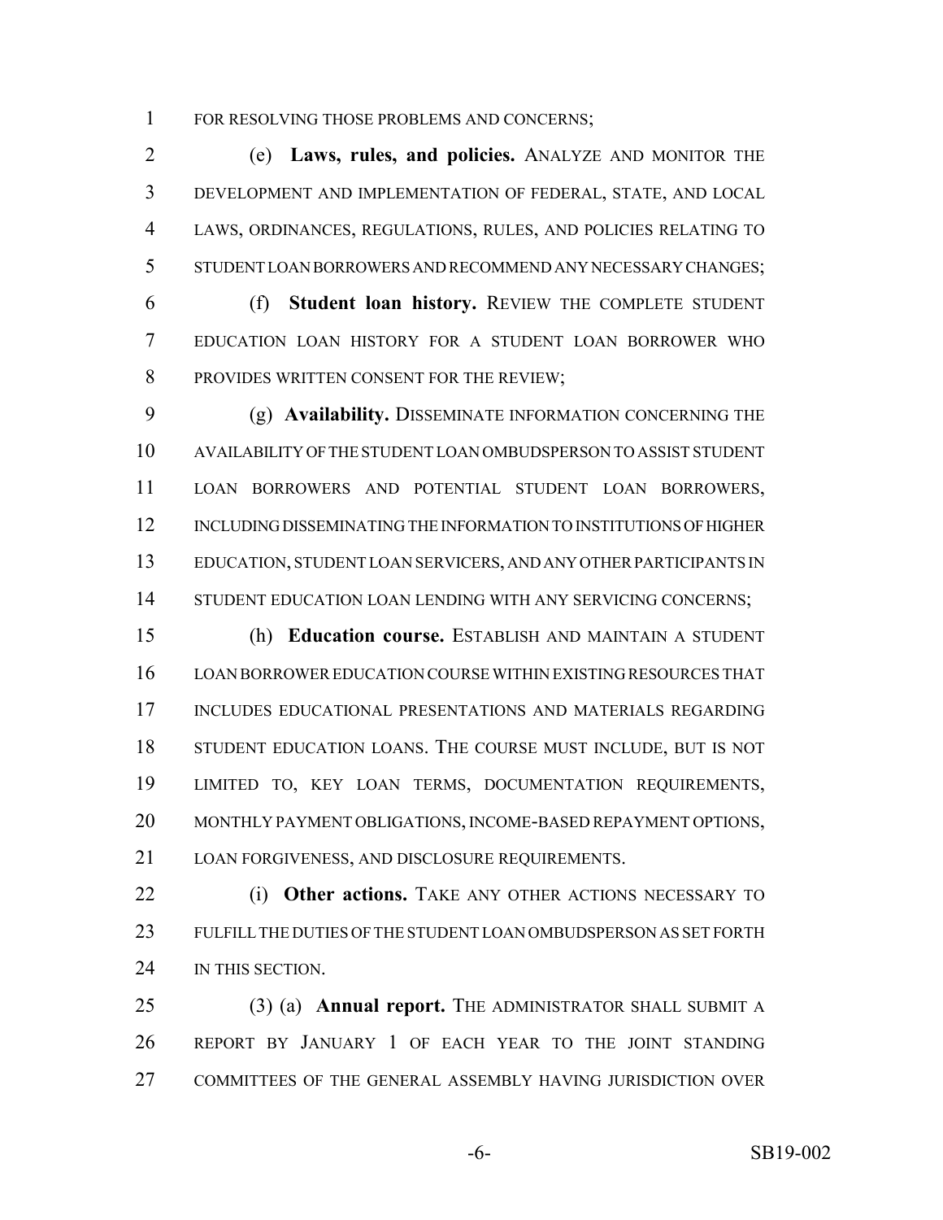FOR RESOLVING THOSE PROBLEMS AND CONCERNS;

(e) **Laws, rules, and policies.** ANALYZE AND MONITOR THE DEVELOPMENT AND IMPLEMENTATION OF FEDERAL, STATE, AND LOCAL LAWS, ORDINANCES, REGULATIONS, RULES, AND POLICIES RELATING TO STUDENT LOAN BORROWERS AND RECOMMEND ANY NECESSARY CHANGES;

(f) **Student loan history.** REVIEW THE COMPLETE STUDENT EDUCATION LOAN HISTORY FOR A STUDENT LOAN BORROWER WHO PROVIDES WRITTEN CONSENT FOR THE REVIEW;

(g) **Availability.** DISSEMINATE INFORMATION CONCERNING THE AVAILABILITY OF THE STUDENT LOAN OMBUDSPERSON TO ASSIST STUDENT LOAN BORROWERS AND POTENTIAL STUDENT LOAN BORROWERS, INCLUDING DISSEMINATING THE INFORMATION TO INSTITUTIONS OF HIGHER EDUCATION, STUDENT LOAN SERVICERS, AND ANY OTHER PARTICIPANTS IN STUDENT EDUCATION LOAN LENDING WITH ANY SERVICING CONCERNS;

(h) **Education course.** ESTABLISH AND MAINTAIN A STUDENT LOAN BORROWER EDUCATION COURSE WITHIN EXISTING RESOURCES THAT INCLUDES EDUCATIONAL PRESENTATIONS AND MATERIALS REGARDING STUDENT EDUCATION LOANS. THE COURSE MUST INCLUDE, BUT IS NOT LIMITED TO, KEY LOAN TERMS, DOCUMENTATION REQUIREMENTS, MONTHLY PAYMENT OBLIGATIONS, INCOME-BASED REPAYMENT OPTIONS, LOAN FORGIVENESS, AND DISCLOSURE REQUIREMENTS.

(i) **Other actions.** TAKE ANY OTHER ACTIONS NECESSARY TO FULFILL THE DUTIES OF THE STUDENT LOAN OMBUDSPERSON AS SET FORTH IN THIS SECTION.

(3) (a) **Annual report.** THE ADMINISTRATOR SHALL SUBMIT A REPORT BY JANUARY 1 OF EACH YEAR TO THE JOINT STANDING COMMITTEES OF THE GENERAL ASSEMBLY HAVING JURISDICTION OVER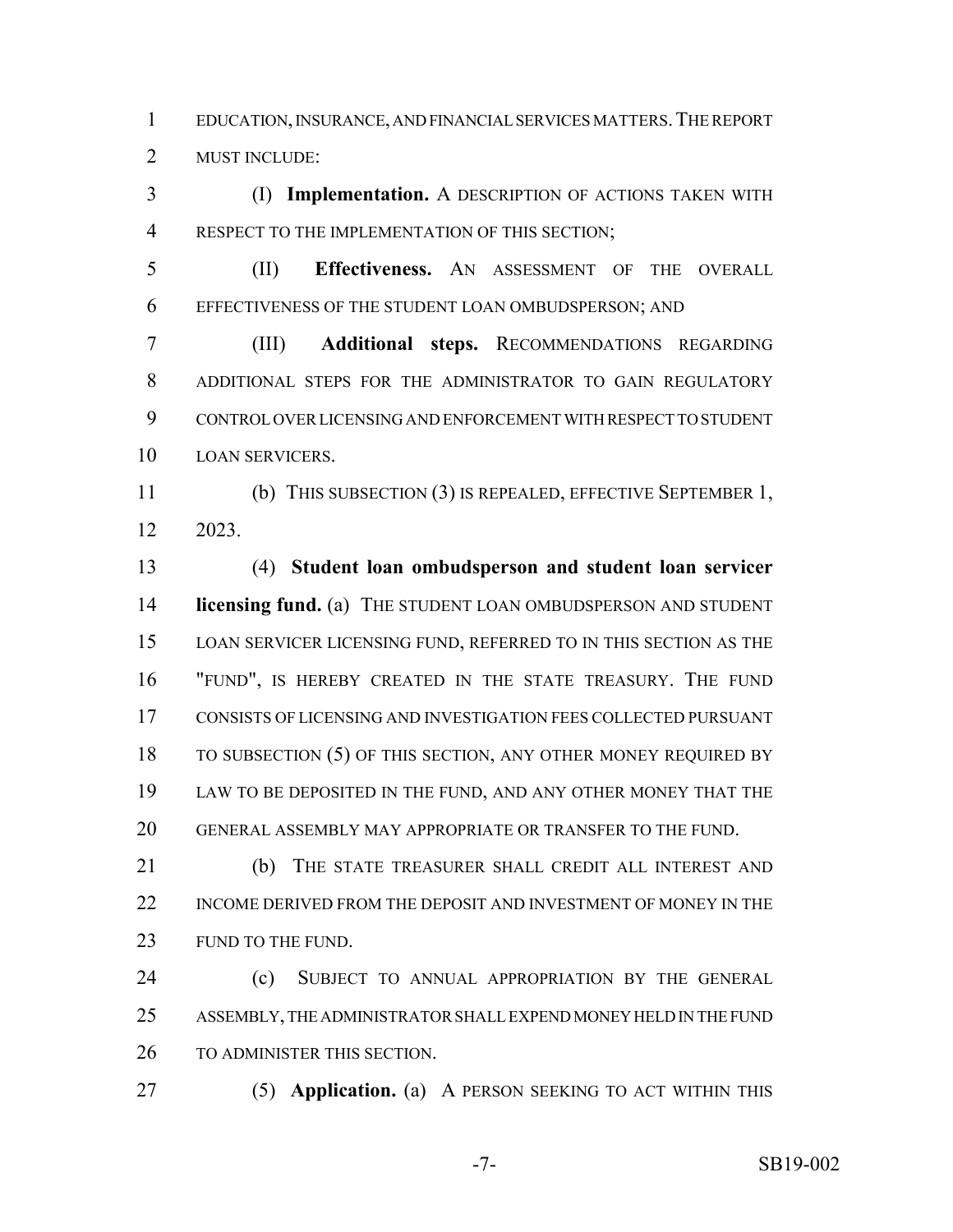EDUCATION, INSURANCE, AND FINANCIAL SERVICES MATTERS. THE REPORT MUST INCLUDE:

(I) **Implementation.** A DESCRIPTION OF ACTIONS TAKEN WITH RESPECT TO THE IMPLEMENTATION OF THIS SECTION;

(II) **Effectiveness.** AN ASSESSMENT OF THE OVERALL EFFECTIVENESS OF THE STUDENT LOAN OMBUDSPERSON; AND

(III) **Additional steps.** RECOMMENDATIONS REGARDING ADDITIONAL STEPS FOR THE ADMINISTRATOR TO GAIN REGULATORY CONTROL OVER LICENSING AND ENFORCEMENT WITH RESPECT TO STUDENT LOAN SERVICERS.

(b) THIS SUBSECTION (3) IS REPEALED, EFFECTIVE SEPTEMBER 1, 2023.

(4) **Student loan ombudsperson and student loan servicer licensing fund.** (a) THE STUDENT LOAN OMBUDSPERSON AND STUDENT LOAN SERVICER LICENSING FUND, REFERRED TO IN THIS SECTION AS THE "FUND", IS HEREBY CREATED IN THE STATE TREASURY. THE FUND CONSISTS OF LICENSING AND INVESTIGATION FEES COLLECTED PURSUANT TO SUBSECTION (5) OF THIS SECTION, ANY OTHER MONEY REQUIRED BY LAW TO BE DEPOSITED IN THE FUND, AND ANY OTHER MONEY THAT THE GENERAL ASSEMBLY MAY APPROPRIATE OR TRANSFER TO THE FUND.

(b) THE STATE TREASURER SHALL CREDIT ALL INTEREST AND INCOME DERIVED FROM THE DEPOSIT AND INVESTMENT OF MONEY IN THE FUND TO THE FUND.

(c) SUBJECT TO ANNUAL APPROPRIATION BY THE GENERAL ASSEMBLY, THE ADMINISTRATOR SHALL EXPEND MONEY HELD IN THE FUND TO ADMINISTER THIS SECTION.

(5) **Application.** (a) A PERSON SEEKING TO ACT WITHIN THIS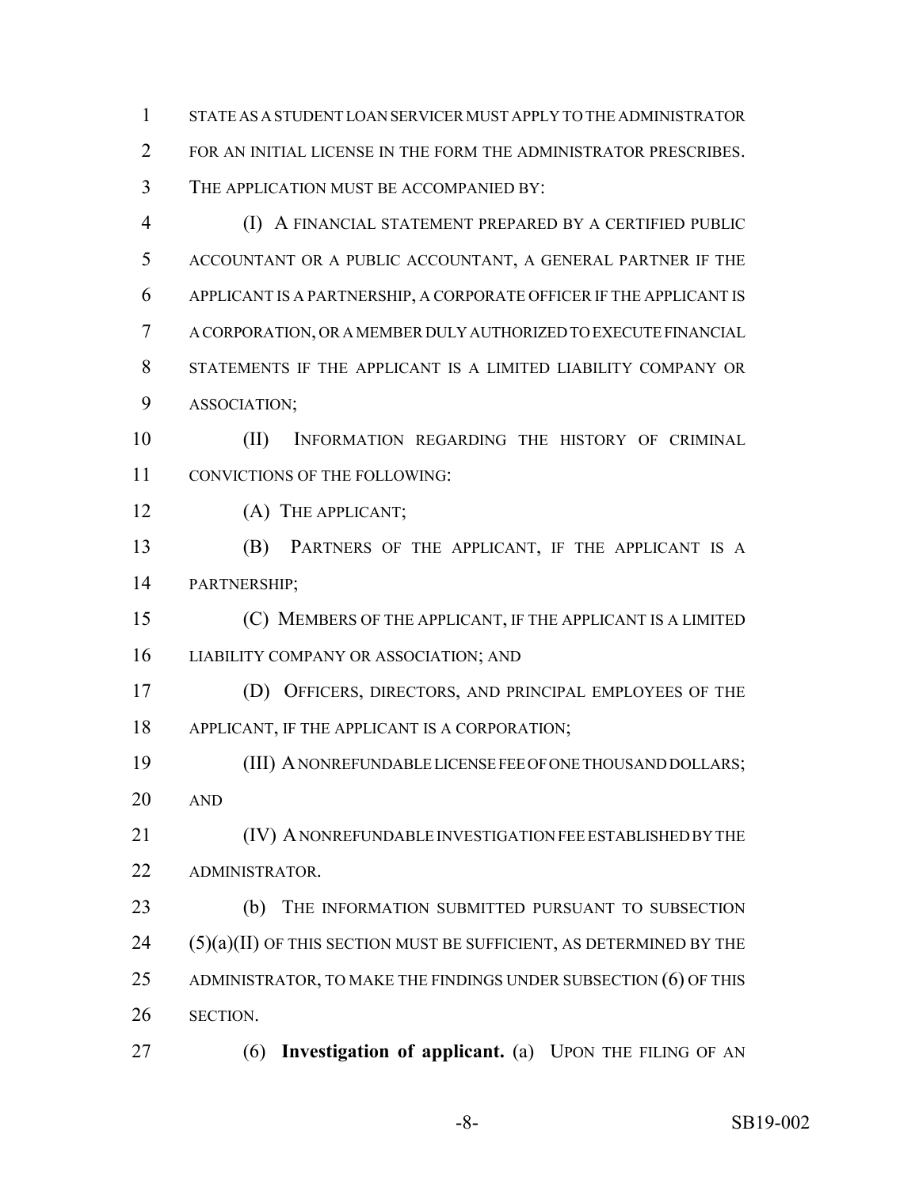STATE AS A STUDENT LOAN SERVICER MUST APPLY TO THE ADMINISTRATOR FOR AN INITIAL LICENSE IN THE FORM THE ADMINISTRATOR PRESCRIBES. THE APPLICATION MUST BE ACCOMPANIED BY:

(I) A FINANCIAL STATEMENT PREPARED BY A CERTIFIED PUBLIC ACCOUNTANT OR A PUBLIC ACCOUNTANT, A GENERAL PARTNER IF THE APPLICANT IS A PARTNERSHIP, A CORPORATE OFFICER IF THE APPLICANT IS A CORPORATION, OR A MEMBER DULY AUTHORIZED TO EXECUTE FINANCIAL STATEMENTS IF THE APPLICANT IS A LIMITED LIABILITY COMPANY OR ASSOCIATION;

(II) INFORMATION REGARDING THE HISTORY OF CRIMINAL CONVICTIONS OF THE FOLLOWING:

(A) THE APPLICANT;

(B) PARTNERS OF THE APPLICANT, IF THE APPLICANT IS A PARTNERSHIP;

(C) MEMBERS OF THE APPLICANT, IF THE APPLICANT IS A LIMITED LIABILITY COMPANY OR ASSOCIATION; AND

(D) OFFICERS, DIRECTORS, AND PRINCIPAL EMPLOYEES OF THE APPLICANT, IF THE APPLICANT IS A CORPORATION;

(III) A NONREFUNDABLE LICENSE FEE OF ONE THOUSAND DOLLARS; AND

(IV) A NONREFUNDABLE INVESTIGATION FEE ESTABLISHED BY THE ADMINISTRATOR.

(b) THE INFORMATION SUBMITTED PURSUANT TO SUBSECTION (5)(a)(II) OF THIS SECTION MUST BE SUFFICIENT, AS DETERMINED BY THE ADMINISTRATOR, TO MAKE THE FINDINGS UNDER SUBSECTION (6) OF THIS SECTION.

(6) **Investigation of applicant.** (a) UPON THE FILING OF AN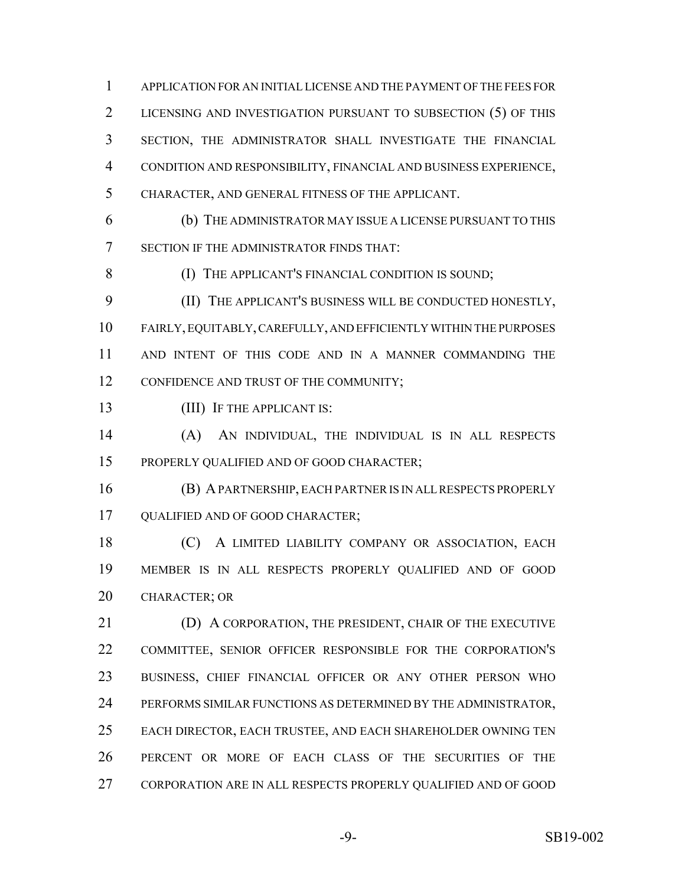APPLICATION FOR AN INITIAL LICENSE AND THE PAYMENT OF THE FEES FOR LICENSING AND INVESTIGATION PURSUANT TO SUBSECTION (5) OF THIS SECTION, THE ADMINISTRATOR SHALL INVESTIGATE THE FINANCIAL CONDITION AND RESPONSIBILITY, FINANCIAL AND BUSINESS EXPERIENCE, CHARACTER, AND GENERAL FITNESS OF THE APPLICANT.

(b) THE ADMINISTRATOR MAY ISSUE A LICENSE PURSUANT TO THIS SECTION IF THE ADMINISTRATOR FINDS THAT:

(I) THE APPLICANT'S FINANCIAL CONDITION IS SOUND;

(II) THE APPLICANT'S BUSINESS WILL BE CONDUCTED HONESTLY, FAIRLY, EQUITABLY, CAREFULLY, AND EFFICIENTLY WITHIN THE PURPOSES AND INTENT OF THIS CODE AND IN A MANNER COMMANDING THE CONFIDENCE AND TRUST OF THE COMMUNITY;

(III) IF THE APPLICANT IS:

(A) AN INDIVIDUAL, THE INDIVIDUAL IS IN ALL RESPECTS PROPERLY QUALIFIED AND OF GOOD CHARACTER;

(B) A PARTNERSHIP, EACH PARTNER IS IN ALL RESPECTS PROPERLY QUALIFIED AND OF GOOD CHARACTER;

(C) A LIMITED LIABILITY COMPANY OR ASSOCIATION, EACH MEMBER IS IN ALL RESPECTS PROPERLY QUALIFIED AND OF GOOD CHARACTER; OR

(D) A CORPORATION, THE PRESIDENT, CHAIR OF THE EXECUTIVE COMMITTEE, SENIOR OFFICER RESPONSIBLE FOR THE CORPORATION'S BUSINESS, CHIEF FINANCIAL OFFICER OR ANY OTHER PERSON WHO PERFORMS SIMILAR FUNCTIONS AS DETERMINED BY THE ADMINISTRATOR, EACH DIRECTOR, EACH TRUSTEE, AND EACH SHAREHOLDER OWNING TEN PERCENT OR MORE OF EACH CLASS OF THE SECURITIES OF THE CORPORATION ARE IN ALL RESPECTS PROPERLY QUALIFIED AND OF GOOD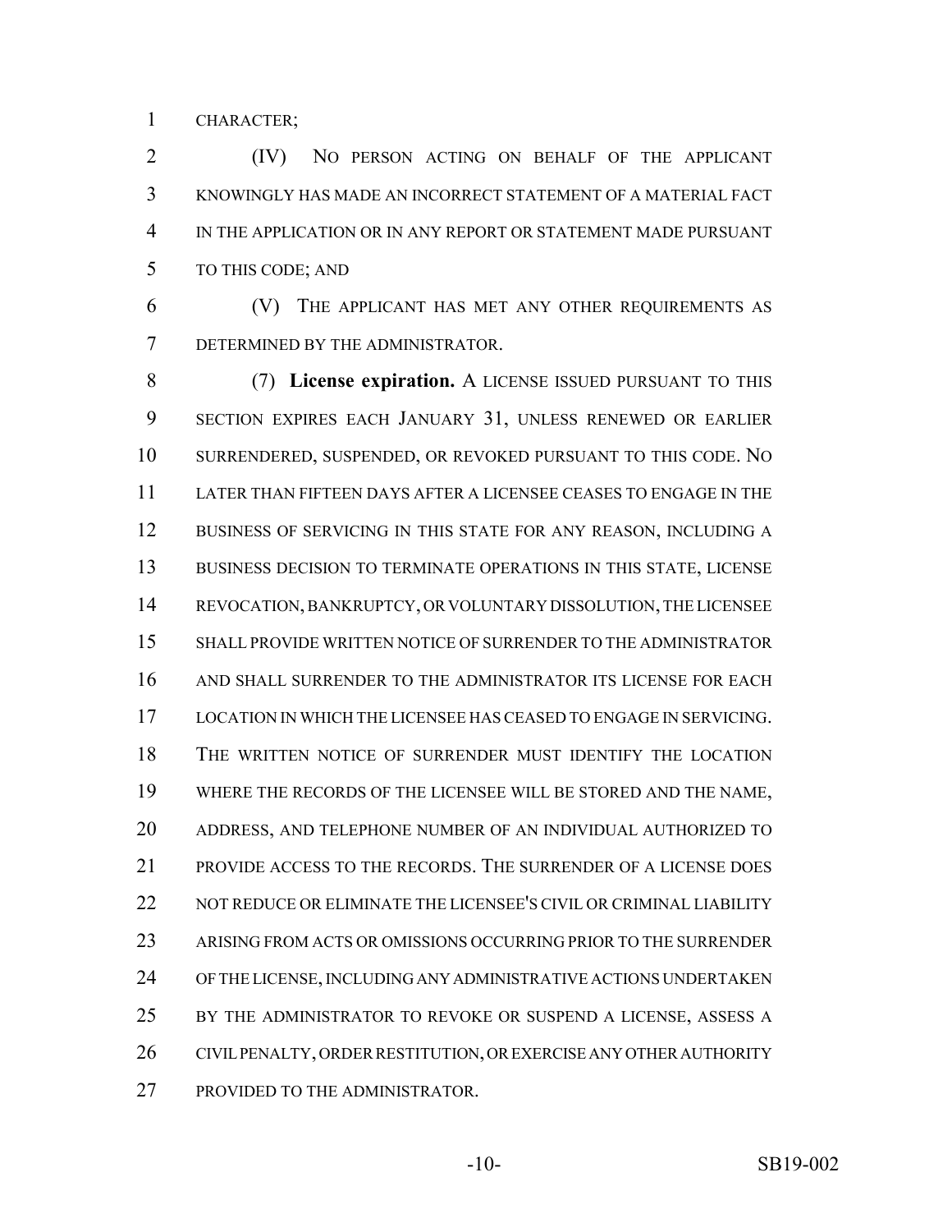CHARACTER;

(IV) NO PERSON ACTING ON BEHALF OF THE APPLICANT KNOWINGLY HAS MADE AN INCORRECT STATEMENT OF A MATERIAL FACT IN THE APPLICATION OR IN ANY REPORT OR STATEMENT MADE PURSUANT TO THIS CODE; AND

(V) THE APPLICANT HAS MET ANY OTHER REQUIREMENTS AS DETERMINED BY THE ADMINISTRATOR.

(7) **License expiration.** A LICENSE ISSUED PURSUANT TO THIS SECTION EXPIRES EACH JANUARY 31, UNLESS RENEWED OR EARLIER SURRENDERED, SUSPENDED, OR REVOKED PURSUANT TO THIS CODE. NO LATER THAN FIFTEEN DAYS AFTER A LICENSEE CEASES TO ENGAGE IN THE BUSINESS OF SERVICING IN THIS STATE FOR ANY REASON, INCLUDING A BUSINESS DECISION TO TERMINATE OPERATIONS IN THIS STATE, LICENSE REVOCATION, BANKRUPTCY, OR VOLUNTARY DISSOLUTION, THE LICENSEE SHALL PROVIDE WRITTEN NOTICE OF SURRENDER TO THE ADMINISTRATOR AND SHALL SURRENDER TO THE ADMINISTRATOR ITS LICENSE FOR EACH LOCATION IN WHICH THE LICENSEE HAS CEASED TO ENGAGE IN SERVICING. THE WRITTEN NOTICE OF SURRENDER MUST IDENTIFY THE LOCATION WHERE THE RECORDS OF THE LICENSEE WILL BE STORED AND THE NAME, ADDRESS, AND TELEPHONE NUMBER OF AN INDIVIDUAL AUTHORIZED TO PROVIDE ACCESS TO THE RECORDS. THE SURRENDER OF A LICENSE DOES NOT REDUCE OR ELIMINATE THE LICENSEE'S CIVIL OR CRIMINAL LIABILITY ARISING FROM ACTS OR OMISSIONS OCCURRING PRIOR TO THE SURRENDER OF THE LICENSE, INCLUDING ANY ADMINISTRATIVE ACTIONS UNDERTAKEN BY THE ADMINISTRATOR TO REVOKE OR SUSPEND A LICENSE, ASSESS A CIVIL PENALTY, ORDER RESTITUTION, OR EXERCISE ANY OTHER AUTHORITY PROVIDED TO THE ADMINISTRATOR.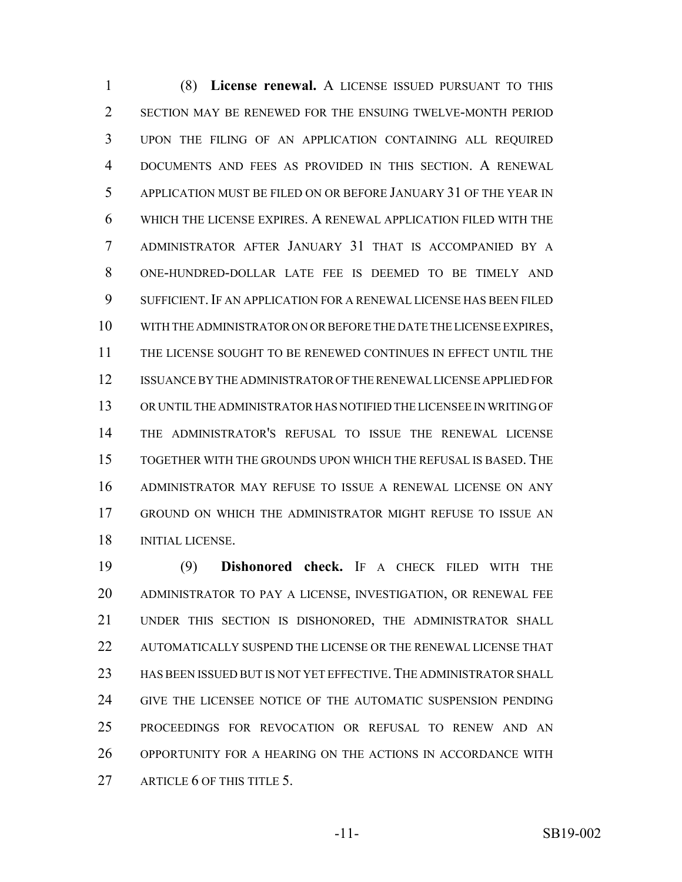(8) **License renewal.** A LICENSE ISSUED PURSUANT TO THIS SECTION MAY BE RENEWED FOR THE ENSUING TWELVE-MONTH PERIOD UPON THE FILING OF AN APPLICATION CONTAINING ALL REQUIRED DOCUMENTS AND FEES AS PROVIDED IN THIS SECTION. A RENEWAL APPLICATION MUST BE FILED ON OR BEFORE JANUARY 31 OF THE YEAR IN WHICH THE LICENSE EXPIRES. A RENEWAL APPLICATION FILED WITH THE ADMINISTRATOR AFTER JANUARY 31 THAT IS ACCOMPANIED BY A ONE-HUNDRED-DOLLAR LATE FEE IS DEEMED TO BE TIMELY AND SUFFICIENT. IF AN APPLICATION FOR A RENEWAL LICENSE HAS BEEN FILED WITH THE ADMINISTRATOR ON OR BEFORE THE DATE THE LICENSE EXPIRES, THE LICENSE SOUGHT TO BE RENEWED CONTINUES IN EFFECT UNTIL THE ISSUANCE BY THE ADMINISTRATOR OF THE RENEWAL LICENSE APPLIED FOR OR UNTIL THE ADMINISTRATOR HAS NOTIFIED THE LICENSEE IN WRITING OF THE ADMINISTRATOR'S REFUSAL TO ISSUE THE RENEWAL LICENSE TOGETHER WITH THE GROUNDS UPON WHICH THE REFUSAL IS BASED. THE ADMINISTRATOR MAY REFUSE TO ISSUE A RENEWAL LICENSE ON ANY GROUND ON WHICH THE ADMINISTRATOR MIGHT REFUSE TO ISSUE AN INITIAL LICENSE.

(9) **Dishonored check.** IF A CHECK FILED WITH THE ADMINISTRATOR TO PAY A LICENSE, INVESTIGATION, OR RENEWAL FEE UNDER THIS SECTION IS DISHONORED, THE ADMINISTRATOR SHALL AUTOMATICALLY SUSPEND THE LICENSE OR THE RENEWAL LICENSE THAT HAS BEEN ISSUED BUT IS NOT YET EFFECTIVE. THE ADMINISTRATOR SHALL GIVE THE LICENSEE NOTICE OF THE AUTOMATIC SUSPENSION PENDING PROCEEDINGS FOR REVOCATION OR REFUSAL TO RENEW AND AN OPPORTUNITY FOR A HEARING ON THE ACTIONS IN ACCORDANCE WITH ARTICLE 6 OF THIS TITLE 5.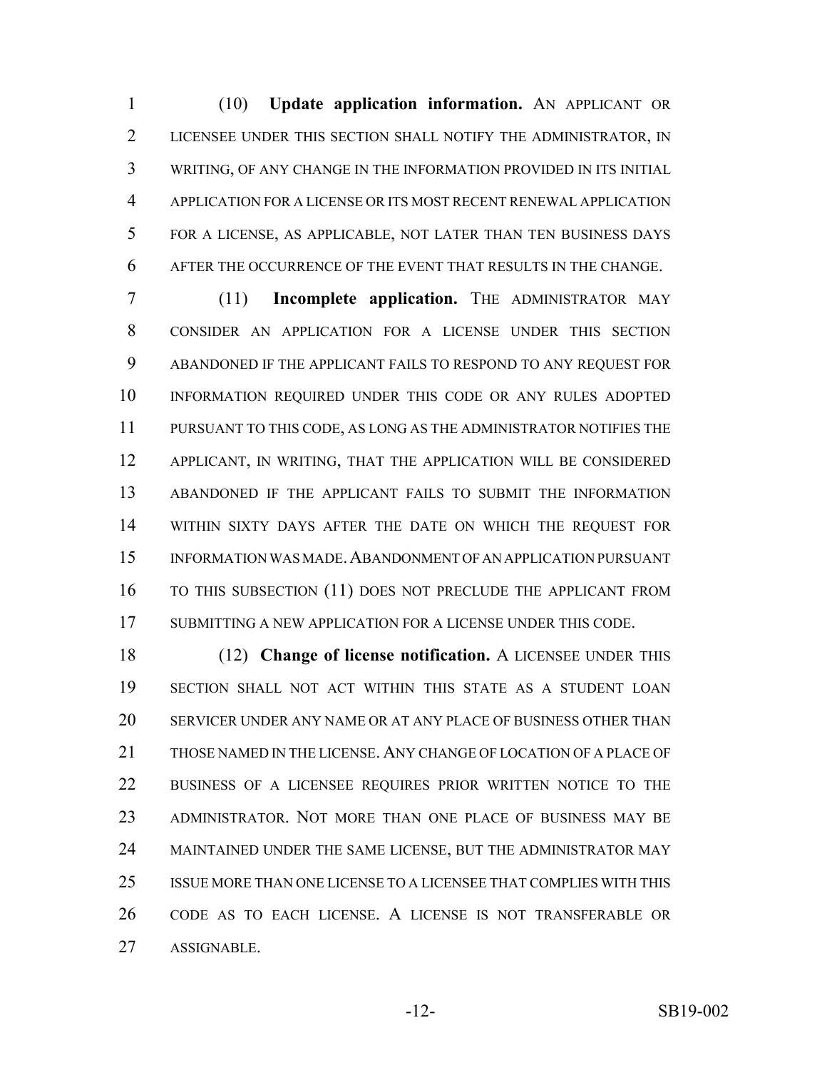(10) **Update application information.** AN APPLICANT OR LICENSEE UNDER THIS SECTION SHALL NOTIFY THE ADMINISTRATOR, IN WRITING, OF ANY CHANGE IN THE INFORMATION PROVIDED IN ITS INITIAL APPLICATION FOR A LICENSE OR ITS MOST RECENT RENEWAL APPLICATION FOR A LICENSE, AS APPLICABLE, NOT LATER THAN TEN BUSINESS DAYS AFTER THE OCCURRENCE OF THE EVENT THAT RESULTS IN THE CHANGE.

(11) **Incomplete application.** THE ADMINISTRATOR MAY CONSIDER AN APPLICATION FOR A LICENSE UNDER THIS SECTION ABANDONED IF THE APPLICANT FAILS TO RESPOND TO ANY REQUEST FOR INFORMATION REQUIRED UNDER THIS CODE OR ANY RULES ADOPTED PURSUANT TO THIS CODE, AS LONG AS THE ADMINISTRATOR NOTIFIES THE APPLICANT, IN WRITING, THAT THE APPLICATION WILL BE CONSIDERED ABANDONED IF THE APPLICANT FAILS TO SUBMIT THE INFORMATION WITHIN SIXTY DAYS AFTER THE DATE ON WHICH THE REQUEST FOR INFORMATION WAS MADE. ABANDONMENT OF AN APPLICATION PURSUANT TO THIS SUBSECTION (11) DOES NOT PRECLUDE THE APPLICANT FROM SUBMITTING A NEW APPLICATION FOR A LICENSE UNDER THIS CODE.

(12) **Change of license notification.** A LICENSEE UNDER THIS SECTION SHALL NOT ACT WITHIN THIS STATE AS A STUDENT LOAN SERVICER UNDER ANY NAME OR AT ANY PLACE OF BUSINESS OTHER THAN THOSE NAMED IN THE LICENSE. ANY CHANGE OF LOCATION OF A PLACE OF BUSINESS OF A LICENSEE REQUIRES PRIOR WRITTEN NOTICE TO THE ADMINISTRATOR. NOT MORE THAN ONE PLACE OF BUSINESS MAY BE MAINTAINED UNDER THE SAME LICENSE, BUT THE ADMINISTRATOR MAY ISSUE MORE THAN ONE LICENSE TO A LICENSEE THAT COMPLIES WITH THIS CODE AS TO EACH LICENSE. A LICENSE IS NOT TRANSFERABLE OR ASSIGNABLE.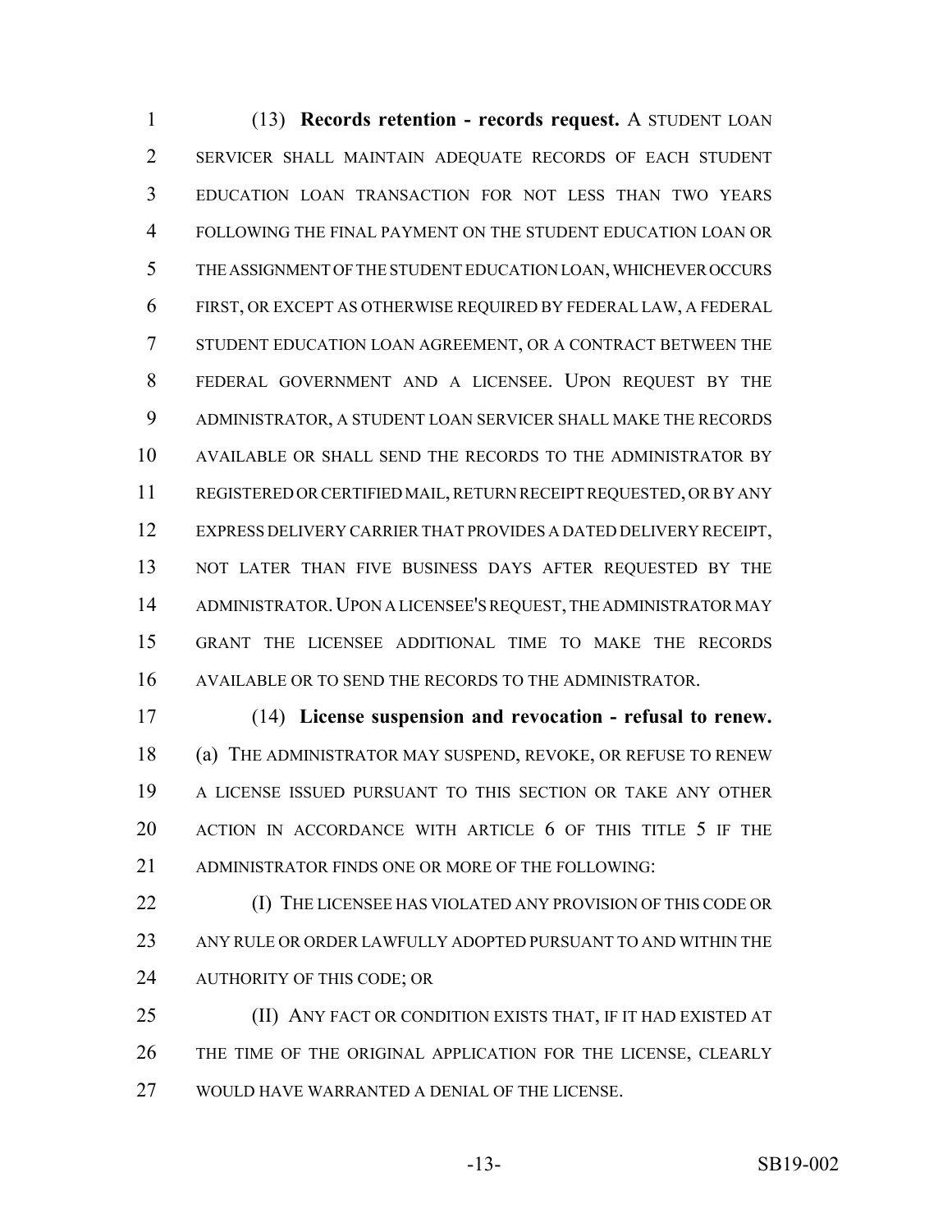(13) **Records retention - records request.** A STUDENT LOAN SERVICER SHALL MAINTAIN ADEQUATE RECORDS OF EACH STUDENT EDUCATION LOAN TRANSACTION FOR NOT LESS THAN TWO YEARS FOLLOWING THE FINAL PAYMENT ON THE STUDENT EDUCATION LOAN OR THE ASSIGNMENT OF THE STUDENT EDUCATION LOAN, WHICHEVER OCCURS FIRST, OR EXCEPT AS OTHERWISE REQUIRED BY FEDERAL LAW, A FEDERAL STUDENT EDUCATION LOAN AGREEMENT, OR A CONTRACT BETWEEN THE FEDERAL GOVERNMENT AND A LICENSEE. UPON REQUEST BY THE ADMINISTRATOR, A STUDENT LOAN SERVICER SHALL MAKE THE RECORDS AVAILABLE OR SHALL SEND THE RECORDS TO THE ADMINISTRATOR BY REGISTERED OR CERTIFIED MAIL, RETURN RECEIPT REQUESTED, OR BY ANY EXPRESS DELIVERY CARRIER THAT PROVIDES A DATED DELIVERY RECEIPT, NOT LATER THAN FIVE BUSINESS DAYS AFTER REQUESTED BY THE ADMINISTRATOR. UPON A LICENSEE'S REQUEST, THE ADMINISTRATOR MAY GRANT THE LICENSEE ADDITIONAL TIME TO MAKE THE RECORDS AVAILABLE OR TO SEND THE RECORDS TO THE ADMINISTRATOR.

(14) **License suspension and revocation - refusal to renew.** (a) THE ADMINISTRATOR MAY SUSPEND, REVOKE, OR REFUSE TO RENEW A LICENSE ISSUED PURSUANT TO THIS SECTION OR TAKE ANY OTHER ACTION IN ACCORDANCE WITH ARTICLE 6 OF THIS TITLE 5 IF THE ADMINISTRATOR FINDS ONE OR MORE OF THE FOLLOWING:

(I) THE LICENSEE HAS VIOLATED ANY PROVISION OF THIS CODE OR ANY RULE OR ORDER LAWFULLY ADOPTED PURSUANT TO AND WITHIN THE AUTHORITY OF THIS CODE; OR

(II) ANY FACT OR CONDITION EXISTS THAT, IF IT HAD EXISTED AT THE TIME OF THE ORIGINAL APPLICATION FOR THE LICENSE, CLEARLY WOULD HAVE WARRANTED A DENIAL OF THE LICENSE.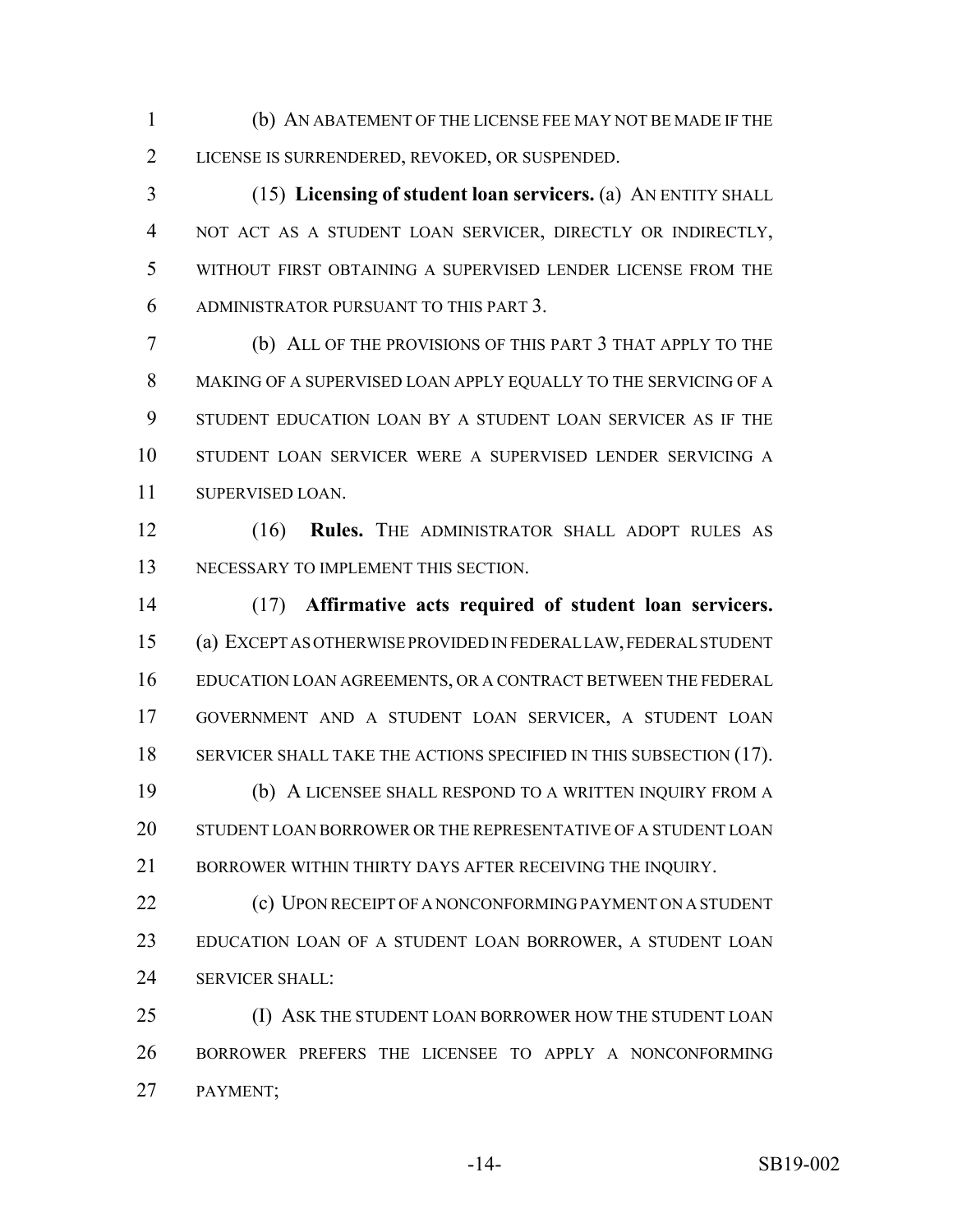(b) AN ABATEMENT OF THE LICENSE FEE MAY NOT BE MADE IF THE LICENSE IS SURRENDERED, REVOKED, OR SUSPENDED.

(15) **Licensing of student loan servicers.** (a) AN ENTITY SHALL NOT ACT AS A STUDENT LOAN SERVICER, DIRECTLY OR INDIRECTLY, WITHOUT FIRST OBTAINING A SUPERVISED LENDER LICENSE FROM THE ADMINISTRATOR PURSUANT TO THIS PART 3.

(b) ALL OF THE PROVISIONS OF THIS PART 3 THAT APPLY TO THE MAKING OF A SUPERVISED LOAN APPLY EQUALLY TO THE SERVICING OF A STUDENT EDUCATION LOAN BY A STUDENT LOAN SERVICER AS IF THE STUDENT LOAN SERVICER WERE A SUPERVISED LENDER SERVICING A SUPERVISED LOAN.

(16) **Rules.** THE ADMINISTRATOR SHALL ADOPT RULES AS NECESSARY TO IMPLEMENT THIS SECTION.

(17) **Affirmative acts required of student loan servicers.** (a) EXCEPT AS OTHERWISE PROVIDED IN FEDERAL LAW, FEDERAL STUDENT EDUCATION LOAN AGREEMENTS, OR A CONTRACT BETWEEN THE FEDERAL GOVERNMENT AND A STUDENT LOAN SERVICER, A STUDENT LOAN SERVICER SHALL TAKE THE ACTIONS SPECIFIED IN THIS SUBSECTION (17).

(b) A LICENSEE SHALL RESPOND TO A WRITTEN INQUIRY FROM A STUDENT LOAN BORROWER OR THE REPRESENTATIVE OF A STUDENT LOAN BORROWER WITHIN THIRTY DAYS AFTER RECEIVING THE INQUIRY.

(c) UPON RECEIPT OF A NONCONFORMING PAYMENT ON A STUDENT EDUCATION LOAN OF A STUDENT LOAN BORROWER, A STUDENT LOAN SERVICER SHALL:

(I) ASK THE STUDENT LOAN BORROWER HOW THE STUDENT LOAN BORROWER PREFERS THE LICENSEE TO APPLY A NONCONFORMING PAYMENT;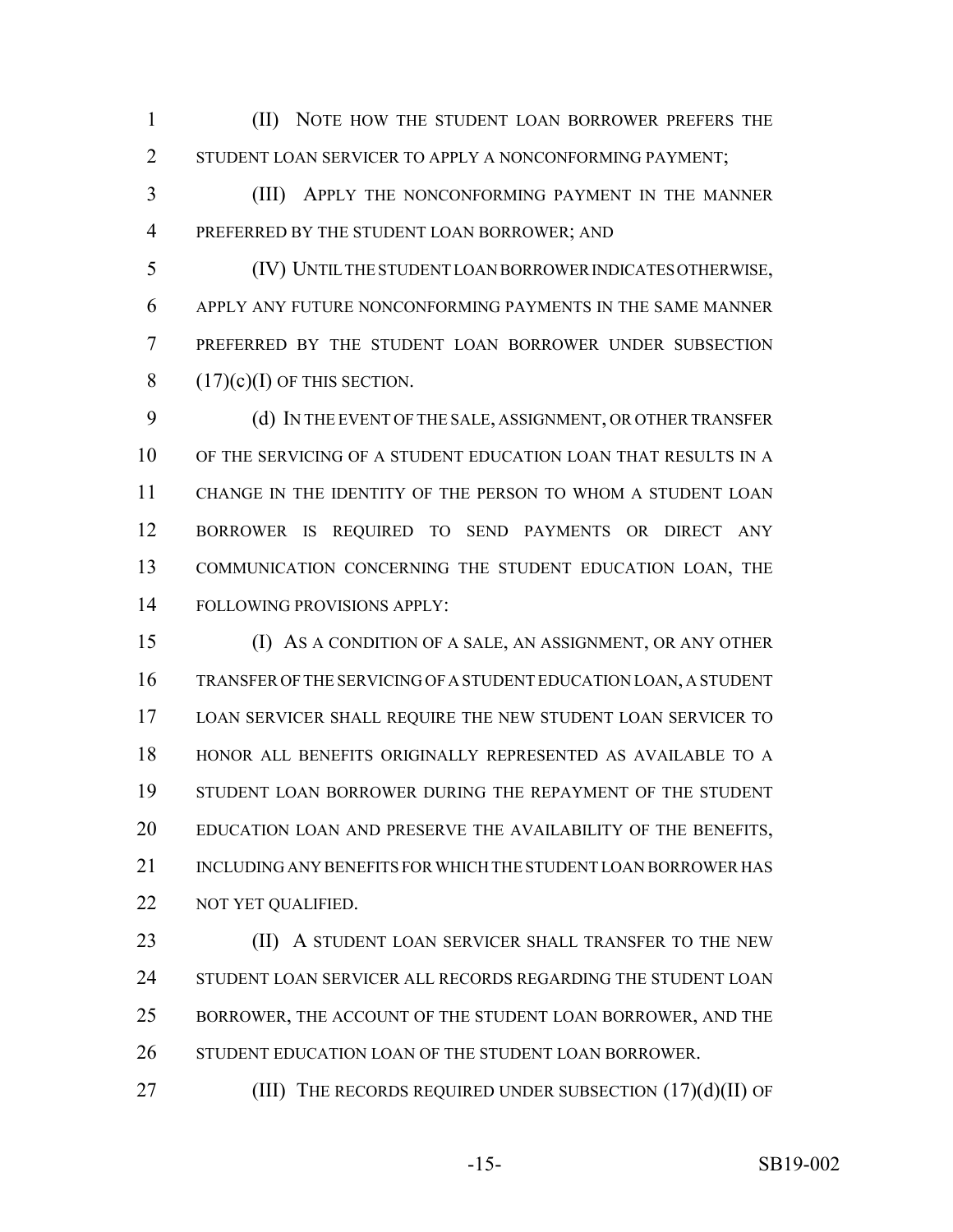(II) NOTE HOW THE STUDENT LOAN BORROWER PREFERS THE STUDENT LOAN SERVICER TO APPLY A NONCONFORMING PAYMENT;

(III) APPLY THE NONCONFORMING PAYMENT IN THE MANNER PREFERRED BY THE STUDENT LOAN BORROWER; AND

(IV) UNTIL THE STUDENT LOAN BORROWER INDICATES OTHERWISE, APPLY ANY FUTURE NONCONFORMING PAYMENTS IN THE SAME MANNER PREFERRED BY THE STUDENT LOAN BORROWER UNDER SUBSECTION (17)(c)(I) OF THIS SECTION.

(d) IN THE EVENT OF THE SALE, ASSIGNMENT, OR OTHER TRANSFER OF THE SERVICING OF A STUDENT EDUCATION LOAN THAT RESULTS IN A CHANGE IN THE IDENTITY OF THE PERSON TO WHOM A STUDENT LOAN BORROWER IS REQUIRED TO SEND PAYMENTS OR DIRECT ANY COMMUNICATION CONCERNING THE STUDENT EDUCATION LOAN, THE FOLLOWING PROVISIONS APPLY:

(I) AS A CONDITION OF A SALE, AN ASSIGNMENT, OR ANY OTHER TRANSFER OF THE SERVICING OF A STUDENT EDUCATION LOAN, A STUDENT LOAN SERVICER SHALL REQUIRE THE NEW STUDENT LOAN SERVICER TO HONOR ALL BENEFITS ORIGINALLY REPRESENTED AS AVAILABLE TO A STUDENT LOAN BORROWER DURING THE REPAYMENT OF THE STUDENT EDUCATION LOAN AND PRESERVE THE AVAILABILITY OF THE BENEFITS, INCLUDING ANY BENEFITS FOR WHICH THE STUDENT LOAN BORROWER HAS NOT YET QUALIFIED.

(II) A STUDENT LOAN SERVICER SHALL TRANSFER TO THE NEW STUDENT LOAN SERVICER ALL RECORDS REGARDING THE STUDENT LOAN BORROWER, THE ACCOUNT OF THE STUDENT LOAN BORROWER, AND THE STUDENT EDUCATION LOAN OF THE STUDENT LOAN BORROWER.

(III) THE RECORDS REQUIRED UNDER SUBSECTION (17)(d)(II) OF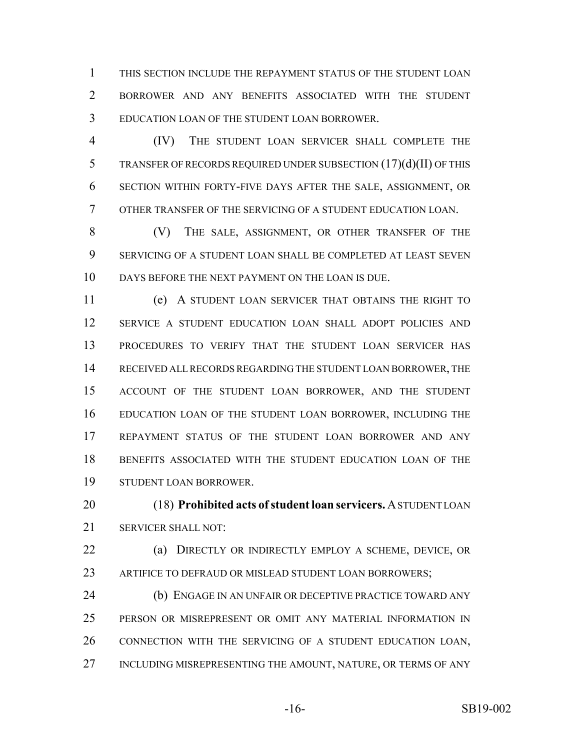THIS SECTION INCLUDE THE REPAYMENT STATUS OF THE STUDENT LOAN BORROWER AND ANY BENEFITS ASSOCIATED WITH THE STUDENT EDUCATION LOAN OF THE STUDENT LOAN BORROWER.

(IV) THE STUDENT LOAN SERVICER SHALL COMPLETE THE TRANSFER OF RECORDS REQUIRED UNDER SUBSECTION (17)(d)(II) OF THIS SECTION WITHIN FORTY-FIVE DAYS AFTER THE SALE, ASSIGNMENT, OR OTHER TRANSFER OF THE SERVICING OF A STUDENT EDUCATION LOAN.

(V) THE SALE, ASSIGNMENT, OR OTHER TRANSFER OF THE SERVICING OF A STUDENT LOAN SHALL BE COMPLETED AT LEAST SEVEN DAYS BEFORE THE NEXT PAYMENT ON THE LOAN IS DUE.

(e) A STUDENT LOAN SERVICER THAT OBTAINS THE RIGHT TO SERVICE A STUDENT EDUCATION LOAN SHALL ADOPT POLICIES AND PROCEDURES TO VERIFY THAT THE STUDENT LOAN SERVICER HAS RECEIVED ALL RECORDS REGARDING THE STUDENT LOAN BORROWER, THE ACCOUNT OF THE STUDENT LOAN BORROWER, AND THE STUDENT EDUCATION LOAN OF THE STUDENT LOAN BORROWER, INCLUDING THE REPAYMENT STATUS OF THE STUDENT LOAN BORROWER AND ANY BENEFITS ASSOCIATED WITH THE STUDENT EDUCATION LOAN OF THE STUDENT LOAN BORROWER.

(18) **Prohibited acts of student loan servicers.** A STUDENT LOAN SERVICER SHALL NOT:

(a) DIRECTLY OR INDIRECTLY EMPLOY A SCHEME, DEVICE, OR ARTIFICE TO DEFRAUD OR MISLEAD STUDENT LOAN BORROWERS;

(b) ENGAGE IN AN UNFAIR OR DECEPTIVE PRACTICE TOWARD ANY PERSON OR MISREPRESENT OR OMIT ANY MATERIAL INFORMATION IN CONNECTION WITH THE SERVICING OF A STUDENT EDUCATION LOAN, INCLUDING MISREPRESENTING THE AMOUNT, NATURE, OR TERMS OF ANY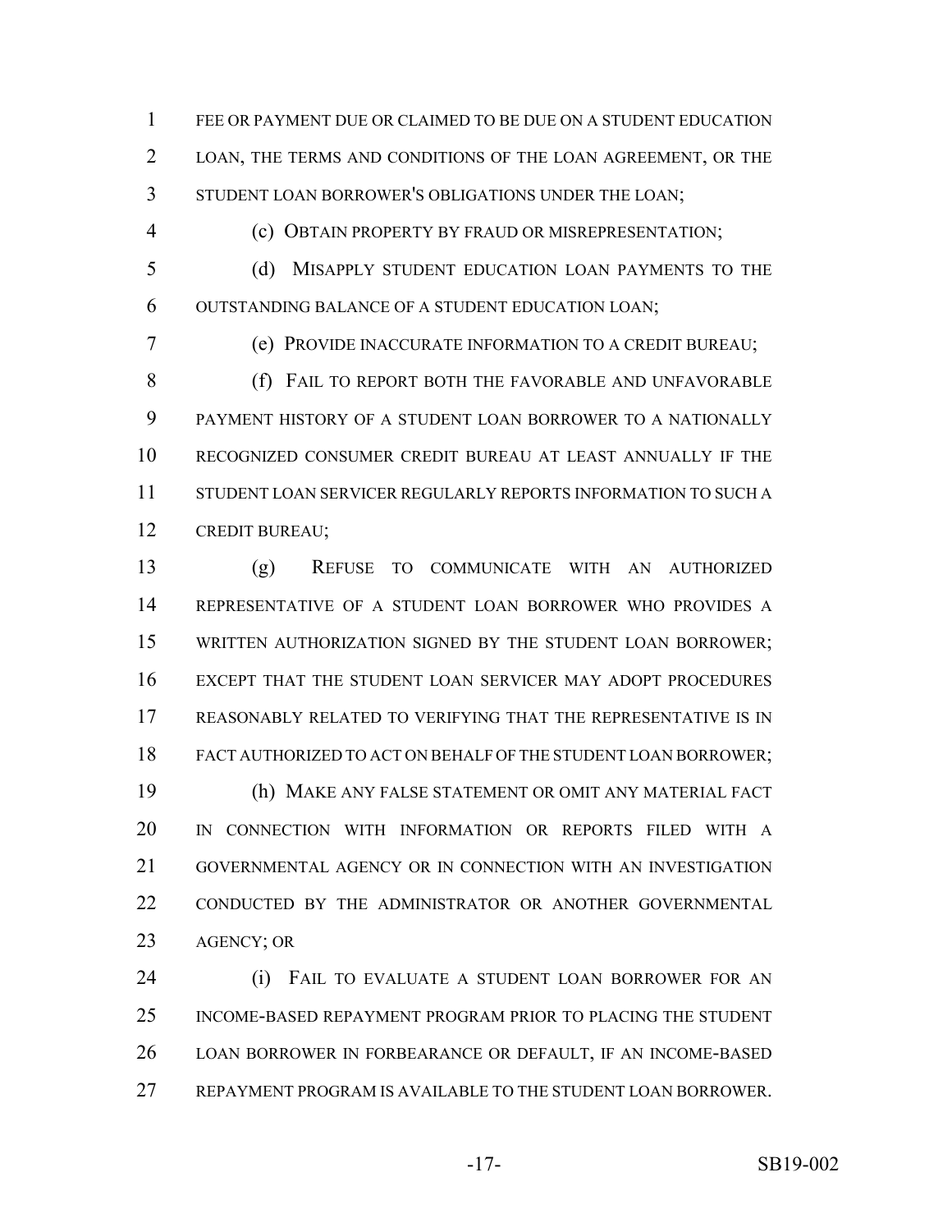FEE OR PAYMENT DUE OR CLAIMED TO BE DUE ON A STUDENT EDUCATION LOAN, THE TERMS AND CONDITIONS OF THE LOAN AGREEMENT, OR THE STUDENT LOAN BORROWER'S OBLIGATIONS UNDER THE LOAN;

(c) OBTAIN PROPERTY BY FRAUD OR MISREPRESENTATION;

(d) MISAPPLY STUDENT EDUCATION LOAN PAYMENTS TO THE OUTSTANDING BALANCE OF A STUDENT EDUCATION LOAN;

(e) PROVIDE INACCURATE INFORMATION TO A CREDIT BUREAU;

(f) FAIL TO REPORT BOTH THE FAVORABLE AND UNFAVORABLE PAYMENT HISTORY OF A STUDENT LOAN BORROWER TO A NATIONALLY RECOGNIZED CONSUMER CREDIT BUREAU AT LEAST ANNUALLY IF THE STUDENT LOAN SERVICER REGULARLY REPORTS INFORMATION TO SUCH A CREDIT BUREAU;

(g) REFUSE TO COMMUNICATE WITH AN AUTHORIZED REPRESENTATIVE OF A STUDENT LOAN BORROWER WHO PROVIDES A WRITTEN AUTHORIZATION SIGNED BY THE STUDENT LOAN BORROWER; EXCEPT THAT THE STUDENT LOAN SERVICER MAY ADOPT PROCEDURES REASONABLY RELATED TO VERIFYING THAT THE REPRESENTATIVE IS IN FACT AUTHORIZED TO ACT ON BEHALF OF THE STUDENT LOAN BORROWER;

(h) MAKE ANY FALSE STATEMENT OR OMIT ANY MATERIAL FACT IN CONNECTION WITH INFORMATION OR REPORTS FILED WITH A GOVERNMENTAL AGENCY OR IN CONNECTION WITH AN INVESTIGATION CONDUCTED BY THE ADMINISTRATOR OR ANOTHER GOVERNMENTAL AGENCY; OR

(i) FAIL TO EVALUATE A STUDENT LOAN BORROWER FOR AN INCOME-BASED REPAYMENT PROGRAM PRIOR TO PLACING THE STUDENT LOAN BORROWER IN FORBEARANCE OR DEFAULT, IF AN INCOME-BASED REPAYMENT PROGRAM IS AVAILABLE TO THE STUDENT LOAN BORROWER.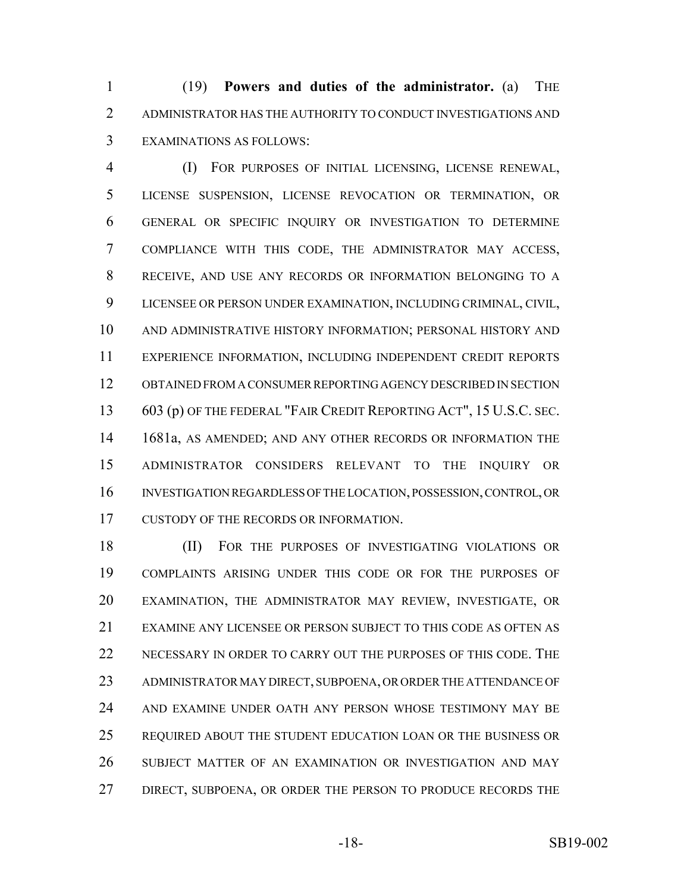(19) **Powers and duties of the administrator.** (a) THE ADMINISTRATOR HAS THE AUTHORITY TO CONDUCT INVESTIGATIONS AND EXAMINATIONS AS FOLLOWS:

(I) FOR PURPOSES OF INITIAL LICENSING, LICENSE RENEWAL, LICENSE SUSPENSION, LICENSE REVOCATION OR TERMINATION, OR GENERAL OR SPECIFIC INQUIRY OR INVESTIGATION TO DETERMINE COMPLIANCE WITH THIS CODE, THE ADMINISTRATOR MAY ACCESS, RECEIVE, AND USE ANY RECORDS OR INFORMATION BELONGING TO A LICENSEE OR PERSON UNDER EXAMINATION, INCLUDING CRIMINAL, CIVIL, AND ADMINISTRATIVE HISTORY INFORMATION; PERSONAL HISTORY AND EXPERIENCE INFORMATION, INCLUDING INDEPENDENT CREDIT REPORTS OBTAINED FROM A CONSUMER REPORTING AGENCY DESCRIBED IN SECTION 603 (p) OF THE FEDERAL "FAIR CREDIT REPORTING ACT", 15 U.S.C. SEC. 1681a, AS AMENDED; AND ANY OTHER RECORDS OR INFORMATION THE ADMINISTRATOR CONSIDERS RELEVANT TO THE INQUIRY OR INVESTIGATION REGARDLESS OF THE LOCATION, POSSESSION, CONTROL, OR CUSTODY OF THE RECORDS OR INFORMATION.

(II) FOR THE PURPOSES OF INVESTIGATING VIOLATIONS OR COMPLAINTS ARISING UNDER THIS CODE OR FOR THE PURPOSES OF EXAMINATION, THE ADMINISTRATOR MAY REVIEW, INVESTIGATE, OR EXAMINE ANY LICENSEE OR PERSON SUBJECT TO THIS CODE AS OFTEN AS NECESSARY IN ORDER TO CARRY OUT THE PURPOSES OF THIS CODE. THE ADMINISTRATOR MAY DIRECT, SUBPOENA, OR ORDER THE ATTENDANCE OF AND EXAMINE UNDER OATH ANY PERSON WHOSE TESTIMONY MAY BE REQUIRED ABOUT THE STUDENT EDUCATION LOAN OR THE BUSINESS OR SUBJECT MATTER OF AN EXAMINATION OR INVESTIGATION AND MAY DIRECT, SUBPOENA, OR ORDER THE PERSON TO PRODUCE RECORDS THE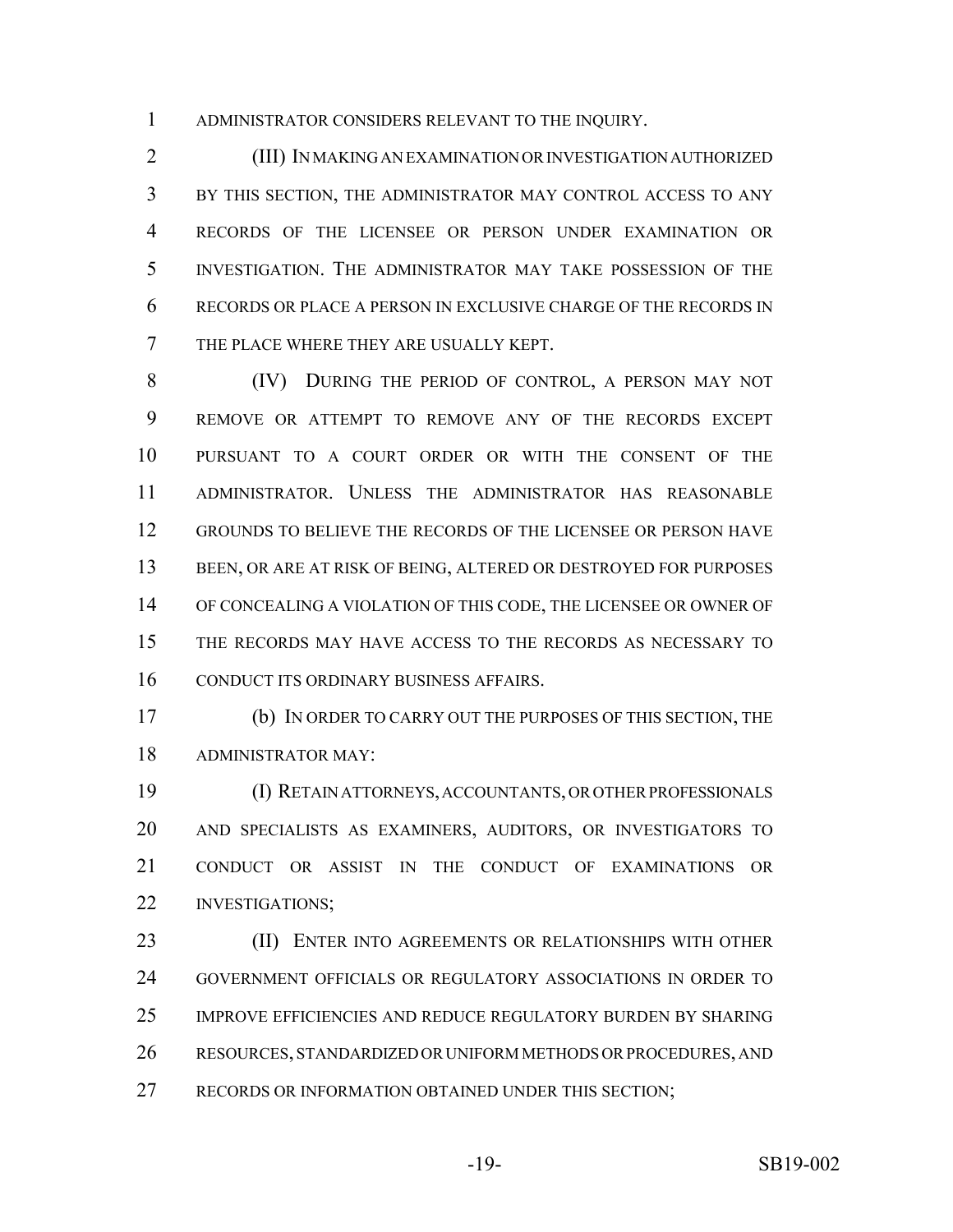ADMINISTRATOR CONSIDERS RELEVANT TO THE INQUIRY.

(III) IN MAKING AN EXAMINATION OR INVESTIGATION AUTHORIZED BY THIS SECTION, THE ADMINISTRATOR MAY CONTROL ACCESS TO ANY RECORDS OF THE LICENSEE OR PERSON UNDER EXAMINATION OR INVESTIGATION. THE ADMINISTRATOR MAY TAKE POSSESSION OF THE RECORDS OR PLACE A PERSON IN EXCLUSIVE CHARGE OF THE RECORDS IN THE PLACE WHERE THEY ARE USUALLY KEPT.

(IV) DURING THE PERIOD OF CONTROL, A PERSON MAY NOT REMOVE OR ATTEMPT TO REMOVE ANY OF THE RECORDS EXCEPT PURSUANT TO A COURT ORDER OR WITH THE CONSENT OF THE ADMINISTRATOR. UNLESS THE ADMINISTRATOR HAS REASONABLE GROUNDS TO BELIEVE THE RECORDS OF THE LICENSEE OR PERSON HAVE BEEN, OR ARE AT RISK OF BEING, ALTERED OR DESTROYED FOR PURPOSES OF CONCEALING A VIOLATION OF THIS CODE, THE LICENSEE OR OWNER OF THE RECORDS MAY HAVE ACCESS TO THE RECORDS AS NECESSARY TO CONDUCT ITS ORDINARY BUSINESS AFFAIRS.

(b) IN ORDER TO CARRY OUT THE PURPOSES OF THIS SECTION, THE ADMINISTRATOR MAY:

(I) RETAIN ATTORNEYS, ACCOUNTANTS, OR OTHER PROFESSIONALS AND SPECIALISTS AS EXAMINERS, AUDITORS, OR INVESTIGATORS TO CONDUCT OR ASSIST IN THE CONDUCT OF EXAMINATIONS OR INVESTIGATIONS;

(II) ENTER INTO AGREEMENTS OR RELATIONSHIPS WITH OTHER GOVERNMENT OFFICIALS OR REGULATORY ASSOCIATIONS IN ORDER TO IMPROVE EFFICIENCIES AND REDUCE REGULATORY BURDEN BY SHARING RESOURCES, STANDARDIZED OR UNIFORM METHODS OR PROCEDURES, AND RECORDS OR INFORMATION OBTAINED UNDER THIS SECTION;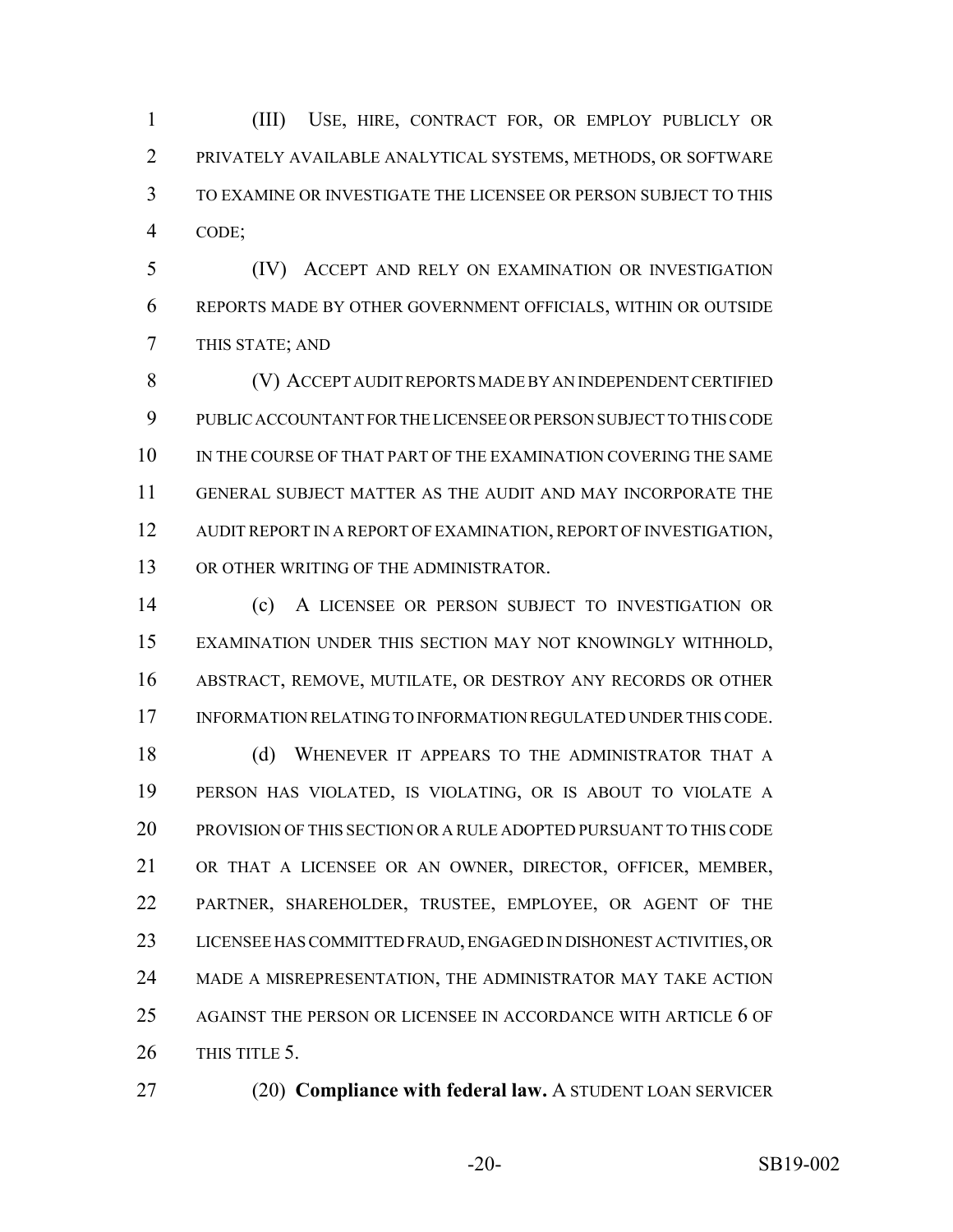(III) USE, HIRE, CONTRACT FOR, OR EMPLOY PUBLICLY OR PRIVATELY AVAILABLE ANALYTICAL SYSTEMS, METHODS, OR SOFTWARE TO EXAMINE OR INVESTIGATE THE LICENSEE OR PERSON SUBJECT TO THIS CODE;

(IV) ACCEPT AND RELY ON EXAMINATION OR INVESTIGATION REPORTS MADE BY OTHER GOVERNMENT OFFICIALS, WITHIN OR OUTSIDE THIS STATE; AND

(V) ACCEPT AUDIT REPORTS MADE BY AN INDEPENDENT CERTIFIED PUBLIC ACCOUNTANT FOR THE LICENSEE OR PERSON SUBJECT TO THIS CODE IN THE COURSE OF THAT PART OF THE EXAMINATION COVERING THE SAME GENERAL SUBJECT MATTER AS THE AUDIT AND MAY INCORPORATE THE AUDIT REPORT IN A REPORT OF EXAMINATION, REPORT OF INVESTIGATION, OR OTHER WRITING OF THE ADMINISTRATOR.

(c) A LICENSEE OR PERSON SUBJECT TO INVESTIGATION OR EXAMINATION UNDER THIS SECTION MAY NOT KNOWINGLY WITHHOLD, ABSTRACT, REMOVE, MUTILATE, OR DESTROY ANY RECORDS OR OTHER INFORMATION RELATING TO INFORMATION REGULATED UNDER THIS CODE.

(d) WHENEVER IT APPEARS TO THE ADMINISTRATOR THAT A PERSON HAS VIOLATED, IS VIOLATING, OR IS ABOUT TO VIOLATE A PROVISION OF THIS SECTION OR A RULE ADOPTED PURSUANT TO THIS CODE OR THAT A LICENSEE OR AN OWNER, DIRECTOR, OFFICER, MEMBER, PARTNER, SHAREHOLDER, TRUSTEE, EMPLOYEE, OR AGENT OF THE LICENSEE HAS COMMITTED FRAUD, ENGAGED IN DISHONEST ACTIVITIES, OR MADE A MISREPRESENTATION, THE ADMINISTRATOR MAY TAKE ACTION AGAINST THE PERSON OR LICENSEE IN ACCORDANCE WITH ARTICLE 6 OF THIS TITLE 5.

(20) **Compliance with federal law.** A STUDENT LOAN SERVICER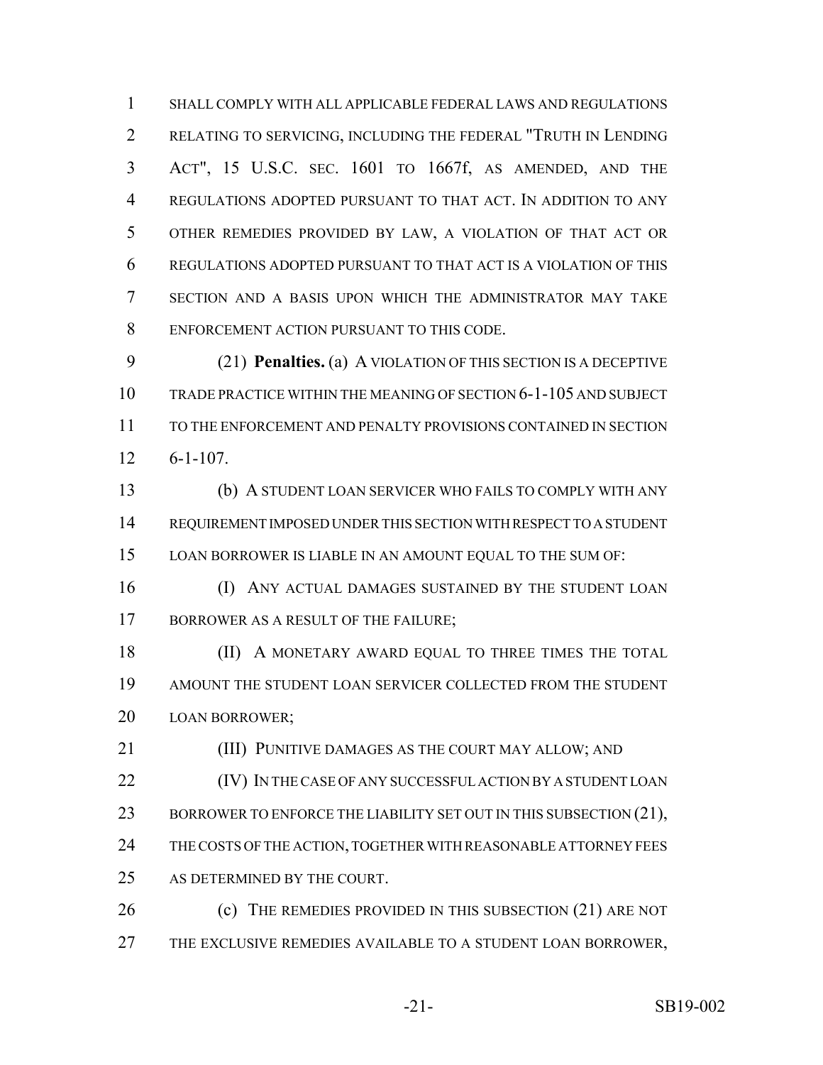SHALL COMPLY WITH ALL APPLICABLE FEDERAL LAWS AND REGULATIONS RELATING TO SERVICING, INCLUDING THE FEDERAL "TRUTH IN LENDING ACT", 15 U.S.C. SEC. 1601 TO 1667f, AS AMENDED, AND THE REGULATIONS ADOPTED PURSUANT TO THAT ACT. IN ADDITION TO ANY OTHER REMEDIES PROVIDED BY LAW, A VIOLATION OF THAT ACT OR REGULATIONS ADOPTED PURSUANT TO THAT ACT IS A VIOLATION OF THIS SECTION AND A BASIS UPON WHICH THE ADMINISTRATOR MAY TAKE ENFORCEMENT ACTION PURSUANT TO THIS CODE.

(21) **Penalties.** (a) A VIOLATION OF THIS SECTION IS A DECEPTIVE TRADE PRACTICE WITHIN THE MEANING OF SECTION 6-1-105 AND SUBJECT TO THE ENFORCEMENT AND PENALTY PROVISIONS CONTAINED IN SECTION 6-1-107.

(b) A STUDENT LOAN SERVICER WHO FAILS TO COMPLY WITH ANY REQUIREMENT IMPOSED UNDER THIS SECTION WITH RESPECT TO A STUDENT LOAN BORROWER IS LIABLE IN AN AMOUNT EQUAL TO THE SUM OF:

(I) ANY ACTUAL DAMAGES SUSTAINED BY THE STUDENT LOAN BORROWER AS A RESULT OF THE FAILURE;

(II) A MONETARY AWARD EQUAL TO THREE TIMES THE TOTAL AMOUNT THE STUDENT LOAN SERVICER COLLECTED FROM THE STUDENT LOAN BORROWER;

(III) PUNITIVE DAMAGES AS THE COURT MAY ALLOW; AND

(IV) IN THE CASE OF ANY SUCCESSFUL ACTION BY A STUDENT LOAN BORROWER TO ENFORCE THE LIABILITY SET OUT IN THIS SUBSECTION (21), THE COSTS OF THE ACTION, TOGETHER WITH REASONABLE ATTORNEY FEES AS DETERMINED BY THE COURT.

(c) THE REMEDIES PROVIDED IN THIS SUBSECTION (21) ARE NOT THE EXCLUSIVE REMEDIES AVAILABLE TO A STUDENT LOAN BORROWER,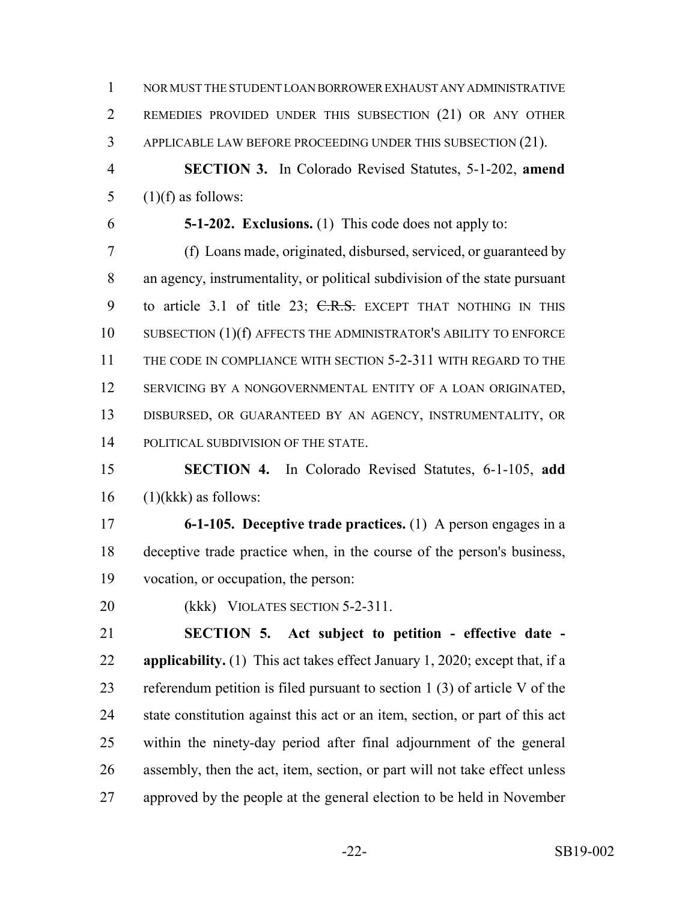NOR MUST THE STUDENT LOAN BORROWER EXHAUST ANY ADMINISTRATIVE REMEDIES PROVIDED UNDER THIS SUBSECTION (21) OR ANY OTHER APPLICABLE LAW BEFORE PROCEEDING UNDER THIS SUBSECTION (21).

**SECTION 3.** In Colorado Revised Statutes, 5-1-202, **amend** (1)(f) as follows:

**5-1-202. Exclusions.** (1) This code does not apply to:

(f) Loans made, originated, disbursed, serviced, or guaranteed by an agency, instrumentality, or political subdivision of the state pursuant to article 3.1 of title 23; ~~C.R.S.~~ EXCEPT THAT NOTHING IN THIS SUBSECTION (1)(f) AFFECTS THE ADMINISTRATOR'S ABILITY TO ENFORCE THE CODE IN COMPLIANCE WITH SECTION 5-2-311 WITH REGARD TO THE SERVICING BY A NONGOVERNMENTAL ENTITY OF A LOAN ORIGINATED, DISBURSED, OR GUARANTEED BY AN AGENCY, INSTRUMENTALITY, OR POLITICAL SUBDIVISION OF THE STATE.

**SECTION 4.** In Colorado Revised Statutes, 6-1-105, **add** (1)(kkk) as follows:

**6-1-105. Deceptive trade practices.** (1) A person engages in a deceptive trade practice when, in the course of the person's business, vocation, or occupation, the person:

(kkk) VIOLATES SECTION 5-2-311.

**SECTION 5. Act subject to petition - effective date - applicability.** (1) This act takes effect January 1, 2020; except that, if a referendum petition is filed pursuant to section 1 (3) of article V of the state constitution against this act or an item, section, or part of this act within the ninety-day period after final adjournment of the general assembly, then the act, item, section, or part will not take effect unless approved by the people at the general election to be held in November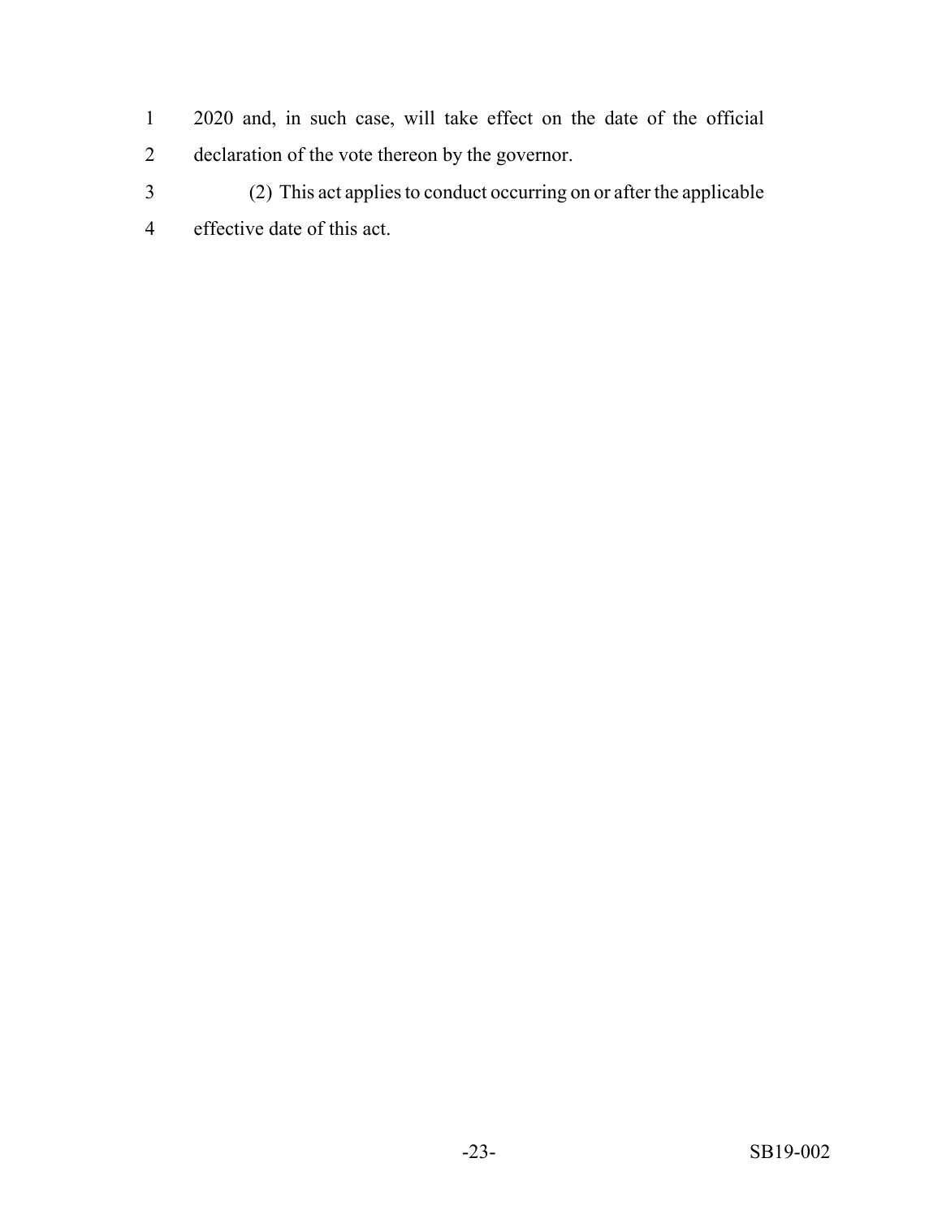2020 and, in such case, will take effect on the date of the official declaration of the vote thereon by the governor.

(2) This act applies to conduct occurring on or after the applicable effective date of this act.